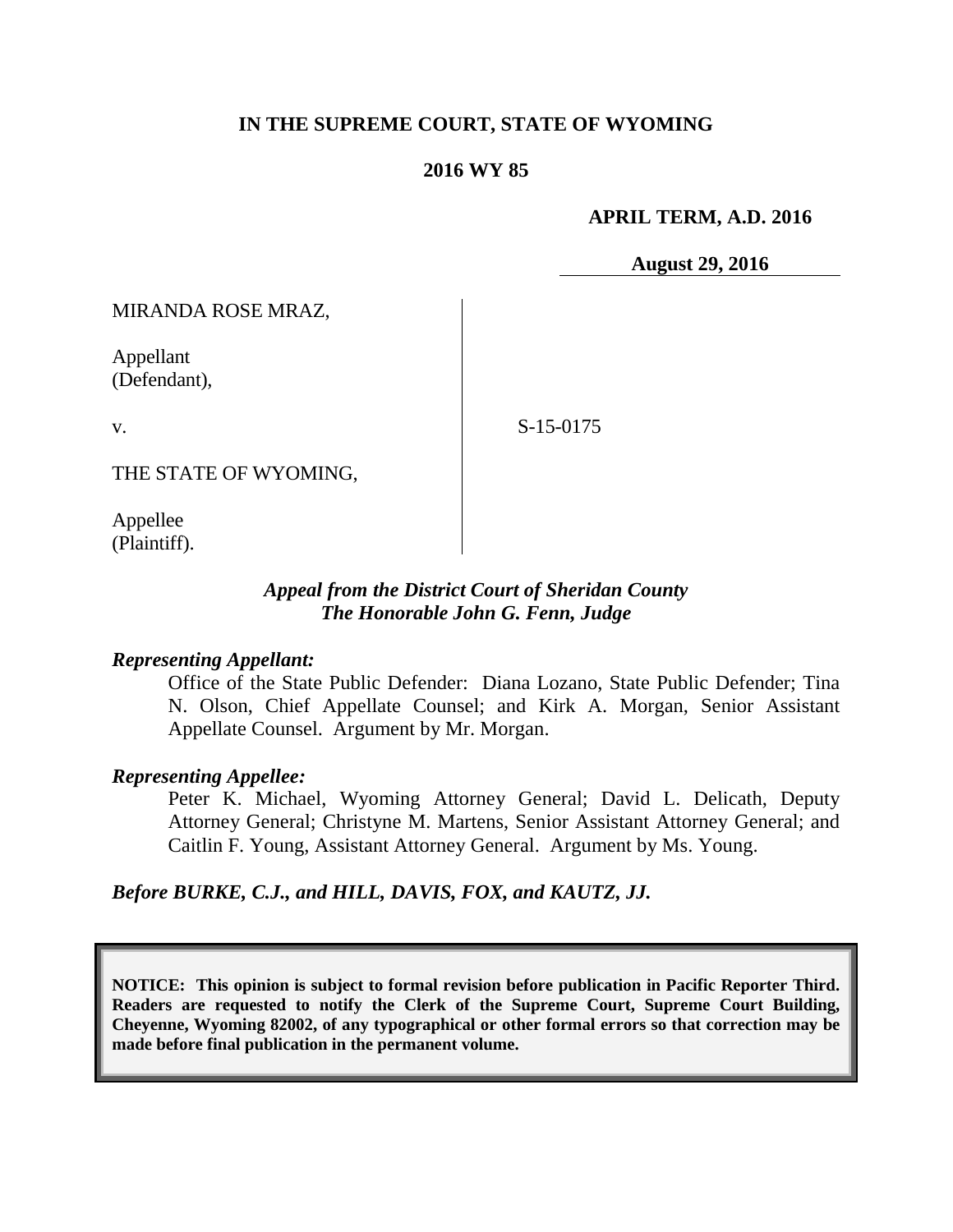**IN THE SUPREME COURT, STATE OF WYOMING**

**2016 WY 85**

**APRIL TERM, A.D. 2016**

**August 29, 2016**

MIRANDA ROSE MRAZ,

Appellant
(Defendant),

v.

S-15-0175

THE STATE OF WYOMING,

Appellee
(Plaintiff).

***Appeal from the District Court of Sheridan County***
***The Honorable John G. Fenn, Judge***

***Representing Appellant:***

Office of the State Public Defender: Diana Lozano, State Public Defender; Tina N. Olson, Chief Appellate Counsel; and Kirk A. Morgan, Senior Assistant Appellate Counsel. Argument by Mr. Morgan.

***Representing Appellee:***

Peter K. Michael, Wyoming Attorney General; David L. Delicath, Deputy Attorney General; Christyne M. Martens, Senior Assistant Attorney General; and Caitlin F. Young, Assistant Attorney General. Argument by Ms. Young.

***Before BURKE, C.J., and HILL, DAVIS, FOX, and KAUTZ, JJ.***

**NOTICE: This opinion is subject to formal revision before publication in Pacific Reporter Third. Readers are requested to notify the Clerk of the Supreme Court, Supreme Court Building, Cheyenne, Wyoming 82002, of any typographical or other formal errors so that correction may be made before final publication in the permanent volume.**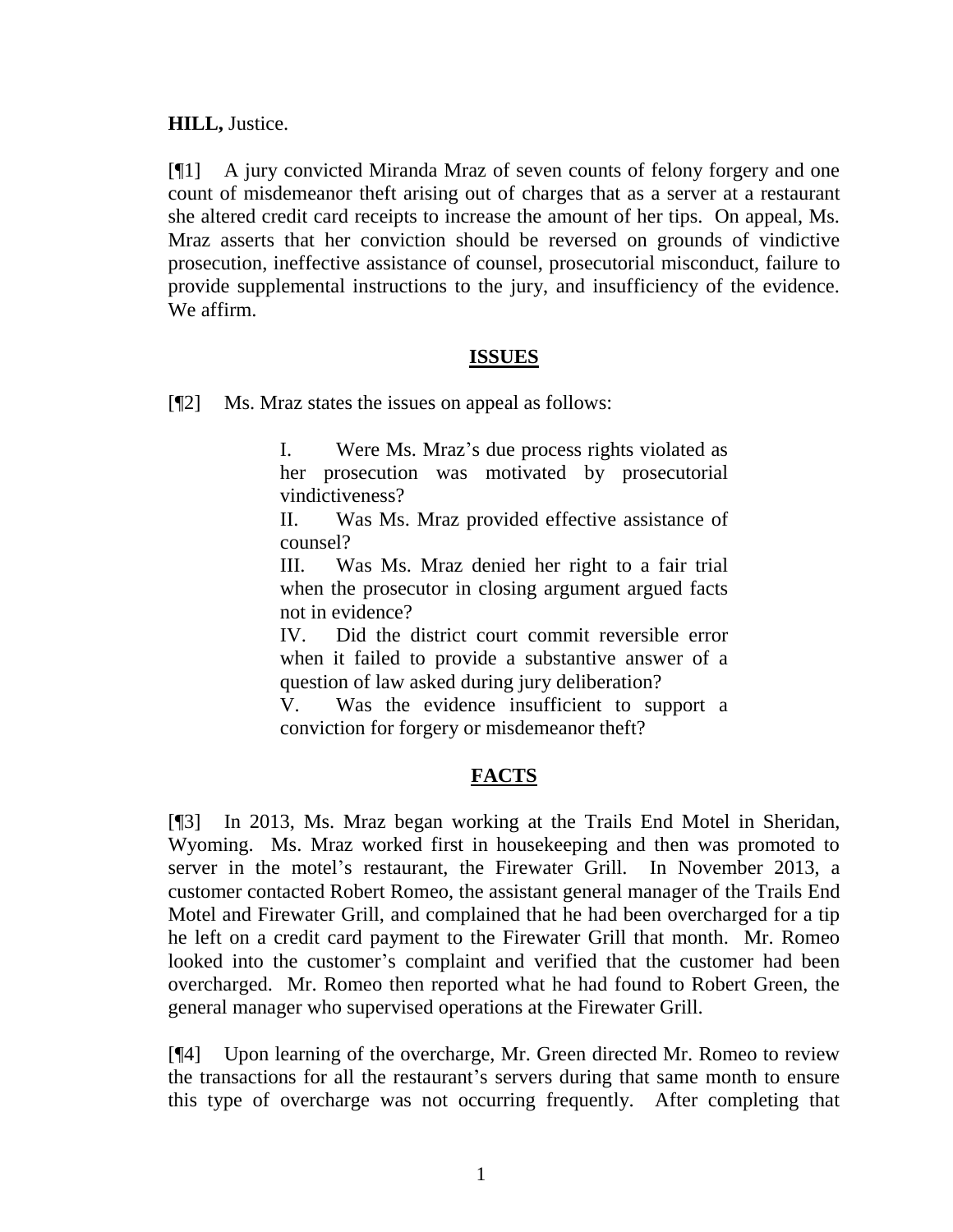**HILL,** Justice.

[¶1] A jury convicted Miranda Mraz of seven counts of felony forgery and one count of misdemeanor theft arising out of charges that as a server at a restaurant she altered credit card receipts to increase the amount of her tips. On appeal, Ms. Mraz asserts that her conviction should be reversed on grounds of vindictive prosecution, ineffective assistance of counsel, prosecutorial misconduct, failure to provide supplemental instructions to the jury, and insufficiency of the evidence. We affirm.

## ISSUES

[¶2] Ms. Mraz states the issues on appeal as follows:

> I. Were Ms. Mraz's due process rights violated as her prosecution was motivated by prosecutorial vindictiveness?
>
> II. Was Ms. Mraz provided effective assistance of counsel?
>
> III. Was Ms. Mraz denied her right to a fair trial when the prosecutor in closing argument argued facts not in evidence?
>
> IV. Did the district court commit reversible error when it failed to provide a substantive answer of a question of law asked during jury deliberation?
>
> V. Was the evidence insufficient to support a conviction for forgery or misdemeanor theft?

## FACTS

[¶3] In 2013, Ms. Mraz began working at the Trails End Motel in Sheridan, Wyoming. Ms. Mraz worked first in housekeeping and then was promoted to server in the motel's restaurant, the Firewater Grill. In November 2013, a customer contacted Robert Romeo, the assistant general manager of the Trails End Motel and Firewater Grill, and complained that he had been overcharged for a tip he left on a credit card payment to the Firewater Grill that month. Mr. Romeo looked into the customer's complaint and verified that the customer had been overcharged. Mr. Romeo then reported what he had found to Robert Green, the general manager who supervised operations at the Firewater Grill.

[¶4] Upon learning of the overcharge, Mr. Green directed Mr. Romeo to review the transactions for all the restaurant's servers during that same month to ensure this type of overcharge was not occurring frequently. After completing that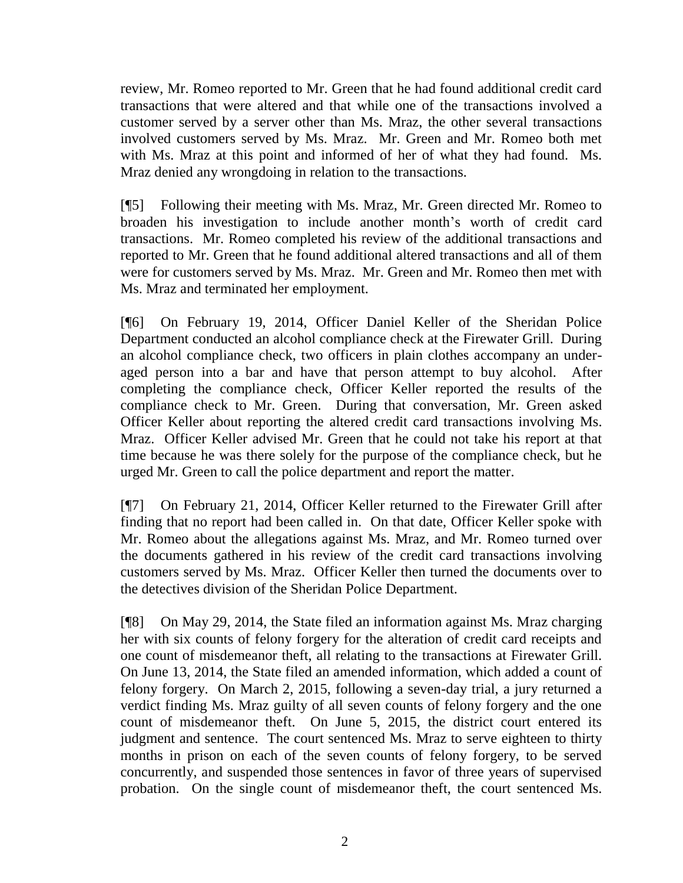review, Mr. Romeo reported to Mr. Green that he had found additional credit card transactions that were altered and that while one of the transactions involved a customer served by a server other than Ms. Mraz, the other several transactions involved customers served by Ms. Mraz. Mr. Green and Mr. Romeo both met with Ms. Mraz at this point and informed of her of what they had found. Ms. Mraz denied any wrongdoing in relation to the transactions.

[¶5] Following their meeting with Ms. Mraz, Mr. Green directed Mr. Romeo to broaden his investigation to include another month's worth of credit card transactions. Mr. Romeo completed his review of the additional transactions and reported to Mr. Green that he found additional altered transactions and all of them were for customers served by Ms. Mraz. Mr. Green and Mr. Romeo then met with Ms. Mraz and terminated her employment.

[¶6] On February 19, 2014, Officer Daniel Keller of the Sheridan Police Department conducted an alcohol compliance check at the Firewater Grill. During an alcohol compliance check, two officers in plain clothes accompany an under-aged person into a bar and have that person attempt to buy alcohol. After completing the compliance check, Officer Keller reported the results of the compliance check to Mr. Green. During that conversation, Mr. Green asked Officer Keller about reporting the altered credit card transactions involving Ms. Mraz. Officer Keller advised Mr. Green that he could not take his report at that time because he was there solely for the purpose of the compliance check, but he urged Mr. Green to call the police department and report the matter.

[¶7] On February 21, 2014, Officer Keller returned to the Firewater Grill after finding that no report had been called in. On that date, Officer Keller spoke with Mr. Romeo about the allegations against Ms. Mraz, and Mr. Romeo turned over the documents gathered in his review of the credit card transactions involving customers served by Ms. Mraz. Officer Keller then turned the documents over to the detectives division of the Sheridan Police Department.

[¶8] On May 29, 2014, the State filed an information against Ms. Mraz charging her with six counts of felony forgery for the alteration of credit card receipts and one count of misdemeanor theft, all relating to the transactions at Firewater Grill. On June 13, 2014, the State filed an amended information, which added a count of felony forgery. On March 2, 2015, following a seven-day trial, a jury returned a verdict finding Ms. Mraz guilty of all seven counts of felony forgery and the one count of misdemeanor theft. On June 5, 2015, the district court entered its judgment and sentence. The court sentenced Ms. Mraz to serve eighteen to thirty months in prison on each of the seven counts of felony forgery, to be served concurrently, and suspended those sentences in favor of three years of supervised probation. On the single count of misdemeanor theft, the court sentenced Ms.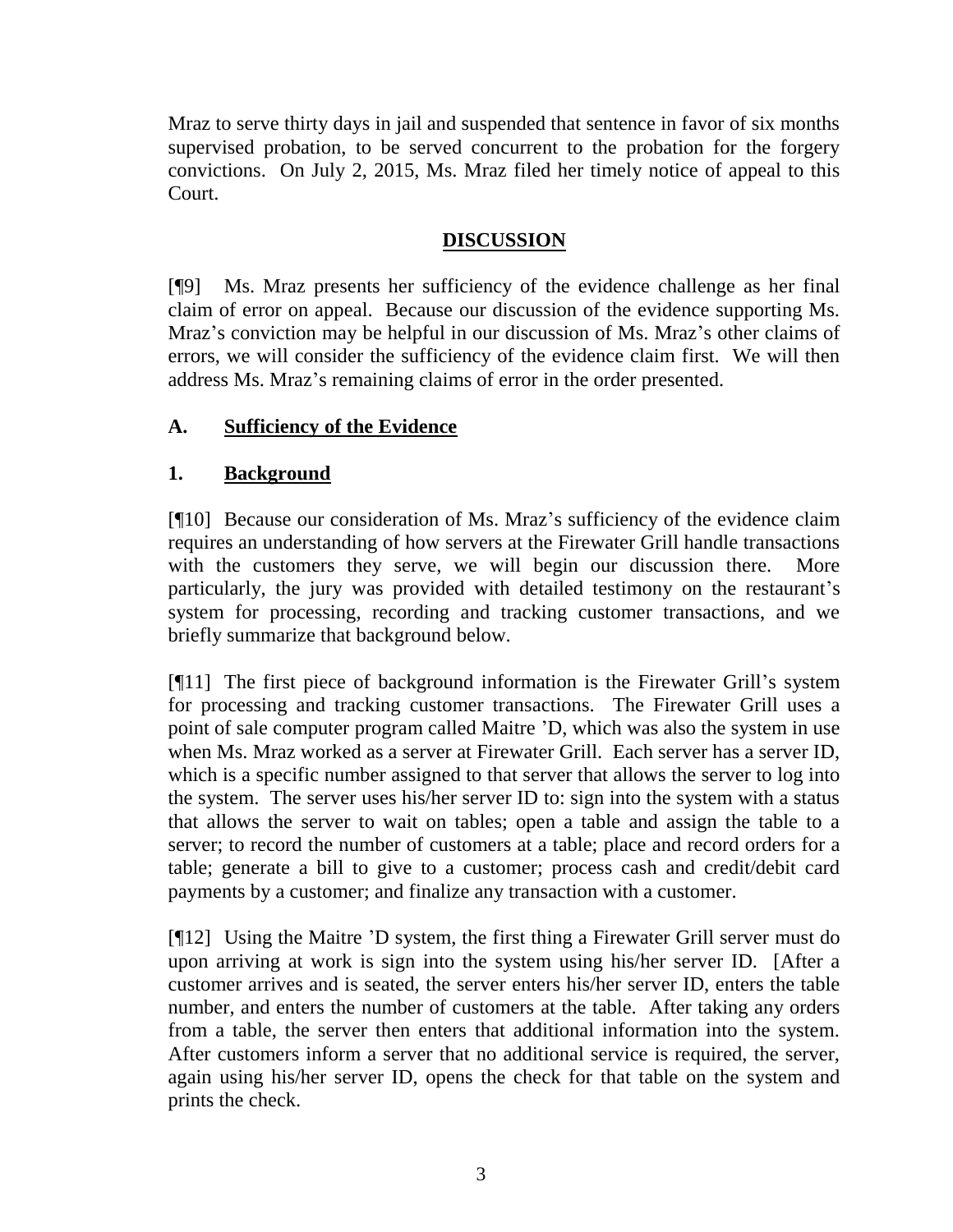Mraz to serve thirty days in jail and suspended that sentence in favor of six months supervised probation, to be served concurrent to the probation for the forgery convictions. On July 2, 2015, Ms. Mraz filed her timely notice of appeal to this Court.

## DISCUSSION

[¶9] Ms. Mraz presents her sufficiency of the evidence challenge as her final claim of error on appeal. Because our discussion of the evidence supporting Ms. Mraz's conviction may be helpful in our discussion of Ms. Mraz's other claims of errors, we will consider the sufficiency of the evidence claim first. We will then address Ms. Mraz's remaining claims of error in the order presented.

### A. Sufficiency of the Evidence

#### 1. Background

[¶10] Because our consideration of Ms. Mraz's sufficiency of the evidence claim requires an understanding of how servers at the Firewater Grill handle transactions with the customers they serve, we will begin our discussion there. More particularly, the jury was provided with detailed testimony on the restaurant's system for processing, recording and tracking customer transactions, and we briefly summarize that background below.

[¶11] The first piece of background information is the Firewater Grill's system for processing and tracking customer transactions. The Firewater Grill uses a point of sale computer program called Maitre 'D, which was also the system in use when Ms. Mraz worked as a server at Firewater Grill. Each server has a server ID, which is a specific number assigned to that server that allows the server to log into the system. The server uses his/her server ID to: sign into the system with a status that allows the server to wait on tables; open a table and assign the table to a server; to record the number of customers at a table; place and record orders for a table; generate a bill to give to a customer; process cash and credit/debit card payments by a customer; and finalize any transaction with a customer.

[¶12] Using the Maitre 'D system, the first thing a Firewater Grill server must do upon arriving at work is sign into the system using his/her server ID. [After a customer arrives and is seated, the server enters his/her server ID, enters the table number, and enters the number of customers at the table. After taking any orders from a table, the server then enters that additional information into the system. After customers inform a server that no additional service is required, the server, again using his/her server ID, opens the check for that table on the system and prints the check.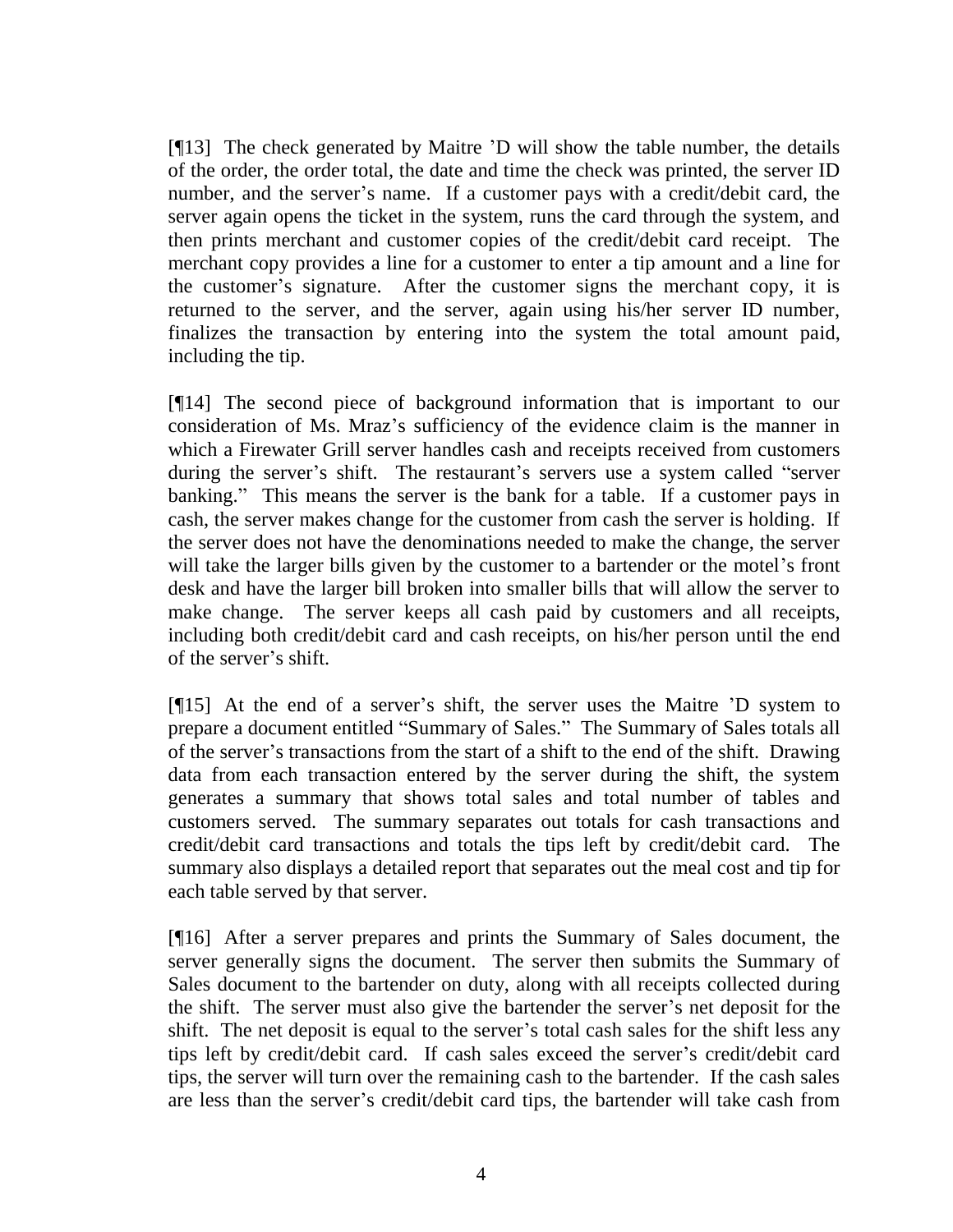[¶13] The check generated by Maitre 'D will show the table number, the details of the order, the order total, the date and time the check was printed, the server ID number, and the server's name. If a customer pays with a credit/debit card, the server again opens the ticket in the system, runs the card through the system, and then prints merchant and customer copies of the credit/debit card receipt. The merchant copy provides a line for a customer to enter a tip amount and a line for the customer's signature. After the customer signs the merchant copy, it is returned to the server, and the server, again using his/her server ID number, finalizes the transaction by entering into the system the total amount paid, including the tip.

[¶14] The second piece of background information that is important to our consideration of Ms. Mraz's sufficiency of the evidence claim is the manner in which a Firewater Grill server handles cash and receipts received from customers during the server's shift. The restaurant's servers use a system called "server banking." This means the server is the bank for a table. If a customer pays in cash, the server makes change for the customer from cash the server is holding. If the server does not have the denominations needed to make the change, the server will take the larger bills given by the customer to a bartender or the motel's front desk and have the larger bill broken into smaller bills that will allow the server to make change. The server keeps all cash paid by customers and all receipts, including both credit/debit card and cash receipts, on his/her person until the end of the server's shift.

[¶15] At the end of a server's shift, the server uses the Maitre 'D system to prepare a document entitled "Summary of Sales." The Summary of Sales totals all of the server's transactions from the start of a shift to the end of the shift. Drawing data from each transaction entered by the server during the shift, the system generates a summary that shows total sales and total number of tables and customers served. The summary separates out totals for cash transactions and credit/debit card transactions and totals the tips left by credit/debit card. The summary also displays a detailed report that separates out the meal cost and tip for each table served by that server.

[¶16] After a server prepares and prints the Summary of Sales document, the server generally signs the document. The server then submits the Summary of Sales document to the bartender on duty, along with all receipts collected during the shift. The server must also give the bartender the server's net deposit for the shift. The net deposit is equal to the server's total cash sales for the shift less any tips left by credit/debit card. If cash sales exceed the server's credit/debit card tips, the server will turn over the remaining cash to the bartender. If the cash sales are less than the server's credit/debit card tips, the bartender will take cash from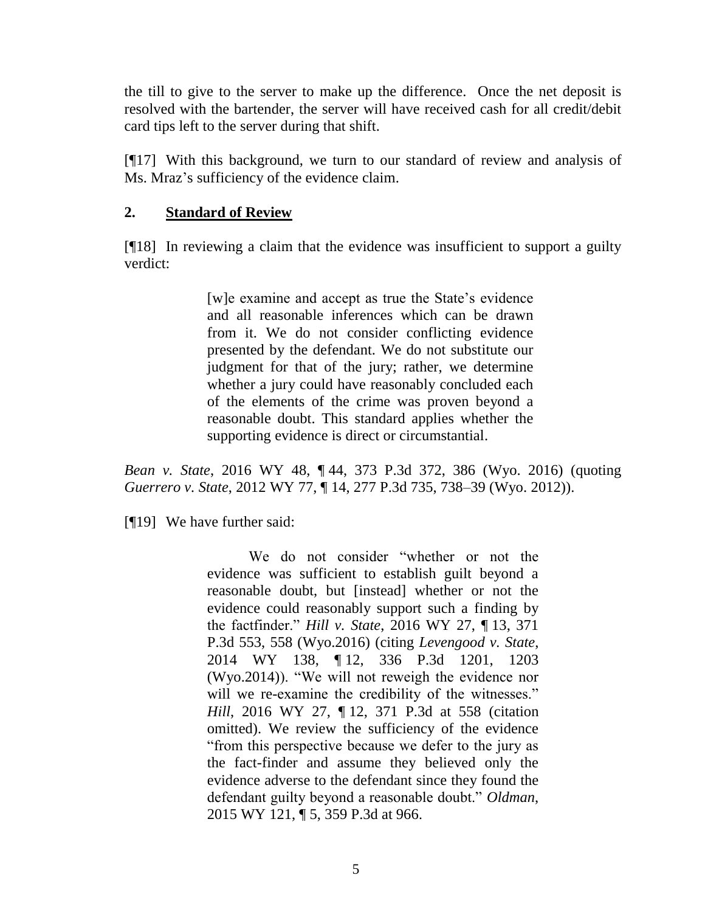the till to give to the server to make up the difference. Once the net deposit is resolved with the bartender, the server will have received cash for all credit/debit card tips left to the server during that shift.

[¶17] With this background, we turn to our standard of review and analysis of Ms. Mraz's sufficiency of the evidence claim.

## 2. **Standard of Review**

[¶18] In reviewing a claim that the evidence was insufficient to support a guilty verdict:

> [w]e examine and accept as true the State's evidence and all reasonable inferences which can be drawn from it. We do not consider conflicting evidence presented by the defendant. We do not substitute our judgment for that of the jury; rather, we determine whether a jury could have reasonably concluded each of the elements of the crime was proven beyond a reasonable doubt. This standard applies whether the supporting evidence is direct or circumstantial.

*Bean v. State*, 2016 WY 48, ¶ 44, 373 P.3d 372, 386 (Wyo. 2016) (quoting *Guerrero v. State*, 2012 WY 77, ¶ 14, 277 P.3d 735, 738–39 (Wyo. 2012)).

[¶19] We have further said:

> We do not consider "whether or not the evidence was sufficient to establish guilt beyond a reasonable doubt, but [instead] whether or not the evidence could reasonably support such a finding by the factfinder." *Hill v. State*, 2016 WY 27, ¶ 13, 371 P.3d 553, 558 (Wyo.2016) (citing *Levengood v. State*, 2014 WY 138, ¶ 12, 336 P.3d 1201, 1203 (Wyo.2014)). "We will not reweigh the evidence nor will we re-examine the credibility of the witnesses." *Hill*, 2016 WY 27, ¶ 12, 371 P.3d at 558 (citation omitted). We review the sufficiency of the evidence "from this perspective because we defer to the jury as the fact-finder and assume they believed only the evidence adverse to the defendant since they found the defendant guilty beyond a reasonable doubt." *Oldman*, 2015 WY 121, ¶ 5, 359 P.3d at 966.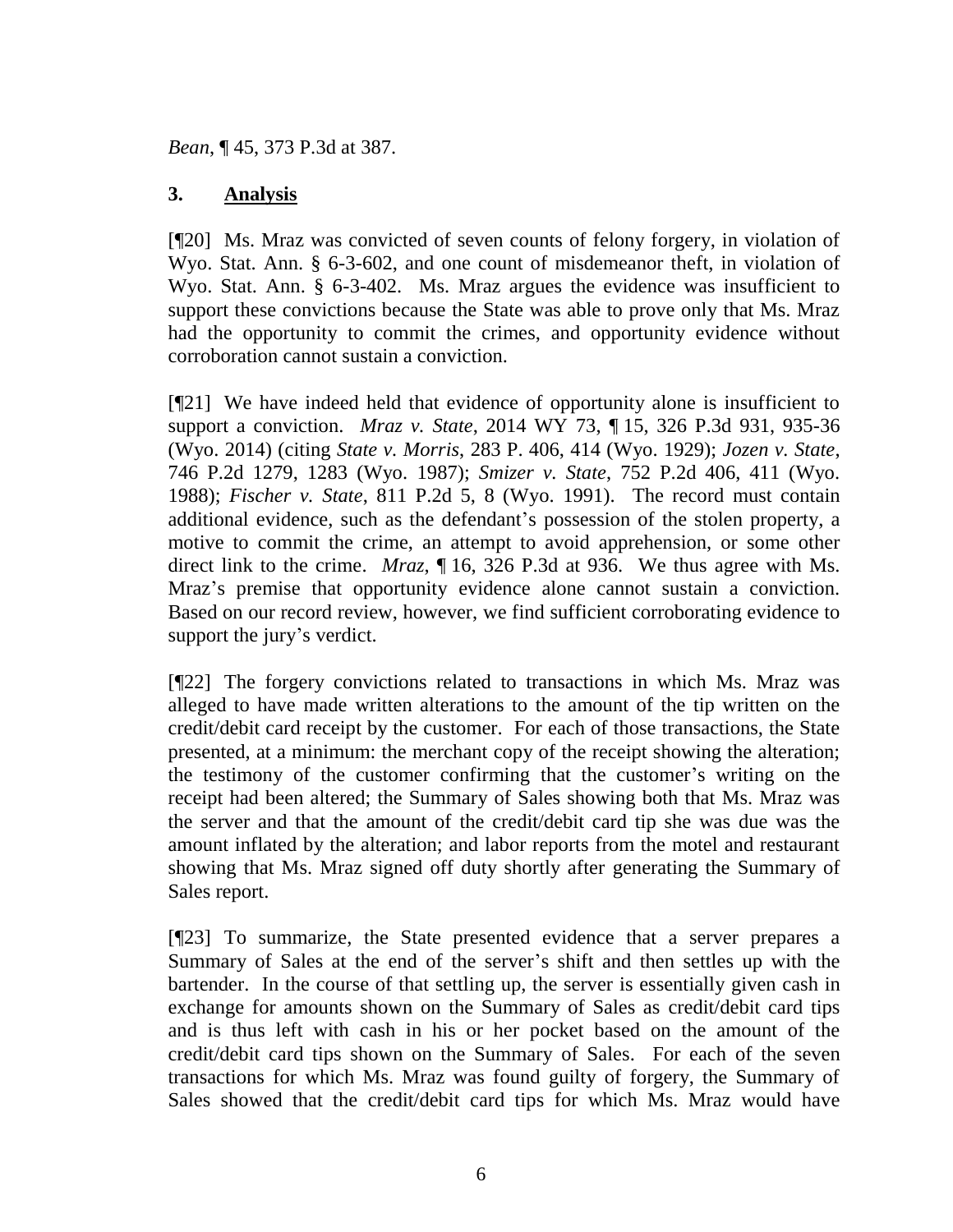*Bean*, ¶ 45, 373 P.3d at 387.

### 3. **Analysis**

[¶20] Ms. Mraz was convicted of seven counts of felony forgery, in violation of Wyo. Stat. Ann. § 6-3-602, and one count of misdemeanor theft, in violation of Wyo. Stat. Ann. § 6-3-402. Ms. Mraz argues the evidence was insufficient to support these convictions because the State was able to prove only that Ms. Mraz had the opportunity to commit the crimes, and opportunity evidence without corroboration cannot sustain a conviction.

[¶21] We have indeed held that evidence of opportunity alone is insufficient to support a conviction. *Mraz v. State*, 2014 WY 73, ¶ 15, 326 P.3d 931, 935-36 (Wyo. 2014) (citing *State v. Morris*, 283 P. 406, 414 (Wyo. 1929); *Jozen v. State*, 746 P.2d 1279, 1283 (Wyo. 1987); *Smizer v. State*, 752 P.2d 406, 411 (Wyo. 1988); *Fischer v. State*, 811 P.2d 5, 8 (Wyo. 1991). The record must contain additional evidence, such as the defendant's possession of the stolen property, a motive to commit the crime, an attempt to avoid apprehension, or some other direct link to the crime. *Mraz*, ¶ 16, 326 P.3d at 936. We thus agree with Ms. Mraz's premise that opportunity evidence alone cannot sustain a conviction. Based on our record review, however, we find sufficient corroborating evidence to support the jury's verdict.

[¶22] The forgery convictions related to transactions in which Ms. Mraz was alleged to have made written alterations to the amount of the tip written on the credit/debit card receipt by the customer. For each of those transactions, the State presented, at a minimum: the merchant copy of the receipt showing the alteration; the testimony of the customer confirming that the customer's writing on the receipt had been altered; the Summary of Sales showing both that Ms. Mraz was the server and that the amount of the credit/debit card tip she was due was the amount inflated by the alteration; and labor reports from the motel and restaurant showing that Ms. Mraz signed off duty shortly after generating the Summary of Sales report.

[¶23] To summarize, the State presented evidence that a server prepares a Summary of Sales at the end of the server's shift and then settles up with the bartender. In the course of that settling up, the server is essentially given cash in exchange for amounts shown on the Summary of Sales as credit/debit card tips and is thus left with cash in his or her pocket based on the amount of the credit/debit card tips shown on the Summary of Sales. For each of the seven transactions for which Ms. Mraz was found guilty of forgery, the Summary of Sales showed that the credit/debit card tips for which Ms. Mraz would have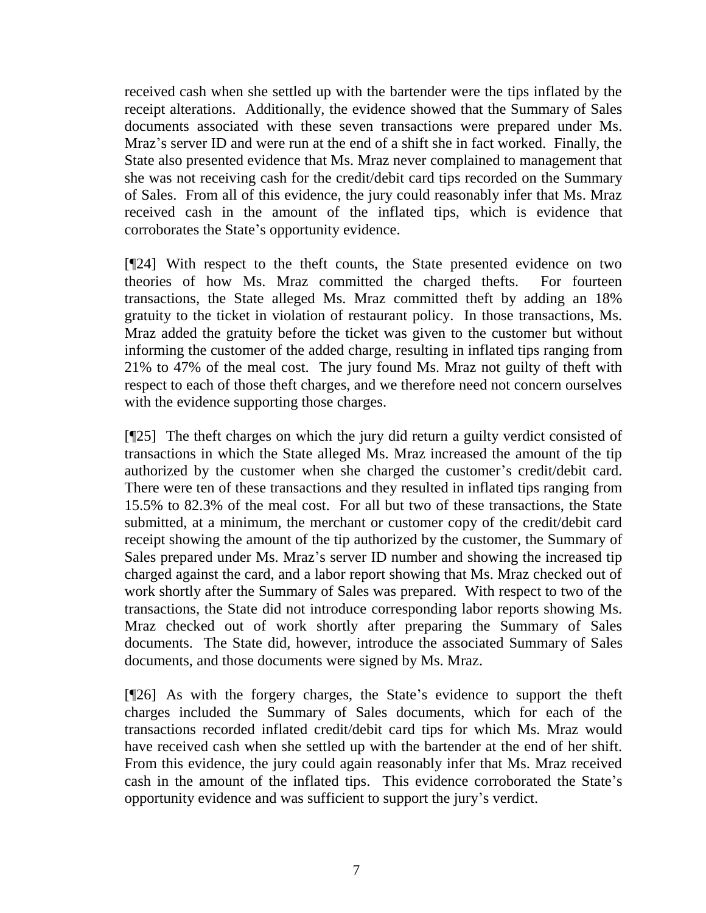received cash when she settled up with the bartender were the tips inflated by the receipt alterations. Additionally, the evidence showed that the Summary of Sales documents associated with these seven transactions were prepared under Ms. Mraz's server ID and were run at the end of a shift she in fact worked. Finally, the State also presented evidence that Ms. Mraz never complained to management that she was not receiving cash for the credit/debit card tips recorded on the Summary of Sales. From all of this evidence, the jury could reasonably infer that Ms. Mraz received cash in the amount of the inflated tips, which is evidence that corroborates the State's opportunity evidence.

[¶24] With respect to the theft counts, the State presented evidence on two theories of how Ms. Mraz committed the charged thefts. For fourteen transactions, the State alleged Ms. Mraz committed theft by adding an 18% gratuity to the ticket in violation of restaurant policy. In those transactions, Ms. Mraz added the gratuity before the ticket was given to the customer but without informing the customer of the added charge, resulting in inflated tips ranging from 21% to 47% of the meal cost. The jury found Ms. Mraz not guilty of theft with respect to each of those theft charges, and we therefore need not concern ourselves with the evidence supporting those charges.

[¶25] The theft charges on which the jury did return a guilty verdict consisted of transactions in which the State alleged Ms. Mraz increased the amount of the tip authorized by the customer when she charged the customer's credit/debit card. There were ten of these transactions and they resulted in inflated tips ranging from 15.5% to 82.3% of the meal cost. For all but two of these transactions, the State submitted, at a minimum, the merchant or customer copy of the credit/debit card receipt showing the amount of the tip authorized by the customer, the Summary of Sales prepared under Ms. Mraz's server ID number and showing the increased tip charged against the card, and a labor report showing that Ms. Mraz checked out of work shortly after the Summary of Sales was prepared. With respect to two of the transactions, the State did not introduce corresponding labor reports showing Ms. Mraz checked out of work shortly after preparing the Summary of Sales documents. The State did, however, introduce the associated Summary of Sales documents, and those documents were signed by Ms. Mraz.

[¶26] As with the forgery charges, the State's evidence to support the theft charges included the Summary of Sales documents, which for each of the transactions recorded inflated credit/debit card tips for which Ms. Mraz would have received cash when she settled up with the bartender at the end of her shift. From this evidence, the jury could again reasonably infer that Ms. Mraz received cash in the amount of the inflated tips. This evidence corroborated the State's opportunity evidence and was sufficient to support the jury's verdict.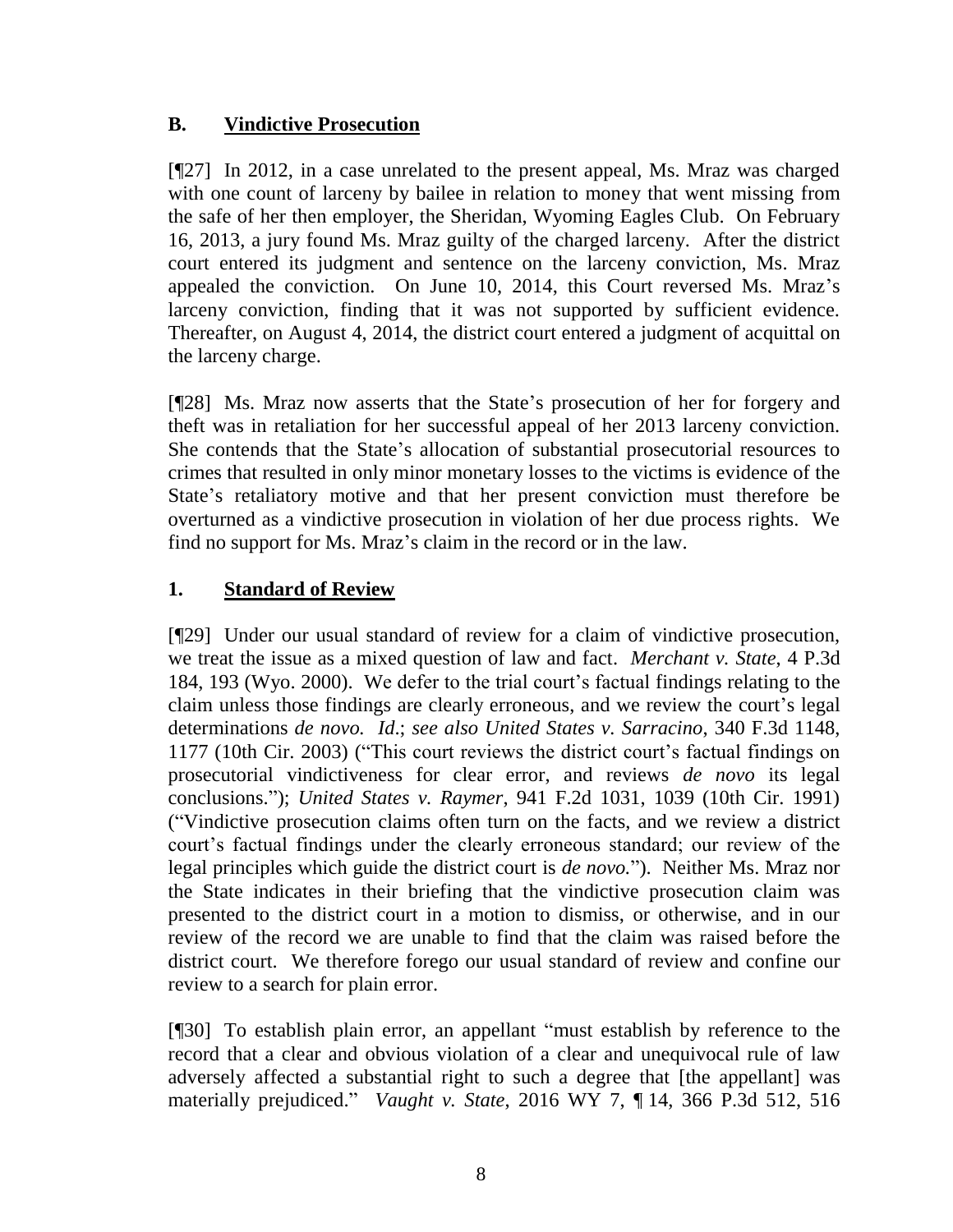## B. Vindictive Prosecution

[¶27] In 2012, in a case unrelated to the present appeal, Ms. Mraz was charged with one count of larceny by bailee in relation to money that went missing from the safe of her then employer, the Sheridan, Wyoming Eagles Club. On February 16, 2013, a jury found Ms. Mraz guilty of the charged larceny. After the district court entered its judgment and sentence on the larceny conviction, Ms. Mraz appealed the conviction. On June 10, 2014, this Court reversed Ms. Mraz's larceny conviction, finding that it was not supported by sufficient evidence. Thereafter, on August 4, 2014, the district court entered a judgment of acquittal on the larceny charge.

[¶28] Ms. Mraz now asserts that the State's prosecution of her for forgery and theft was in retaliation for her successful appeal of her 2013 larceny conviction. She contends that the State's allocation of substantial prosecutorial resources to crimes that resulted in only minor monetary losses to the victims is evidence of the State's retaliatory motive and that her present conviction must therefore be overturned as a vindictive prosecution in violation of her due process rights. We find no support for Ms. Mraz's claim in the record or in the law.

### 1. Standard of Review

[¶29] Under our usual standard of review for a claim of vindictive prosecution, we treat the issue as a mixed question of law and fact. *Merchant v. State*, 4 P.3d 184, 193 (Wyo. 2000). We defer to the trial court's factual findings relating to the claim unless those findings are clearly erroneous, and we review the court's legal determinations *de novo. Id*.; *see also United States v. Sarracino*, 340 F.3d 1148, 1177 (10th Cir. 2003) ("This court reviews the district court's factual findings on prosecutorial vindictiveness for clear error, and reviews *de novo* its legal conclusions."); *United States v. Raymer*, 941 F.2d 1031, 1039 (10th Cir. 1991) ("Vindictive prosecution claims often turn on the facts, and we review a district court's factual findings under the clearly erroneous standard; our review of the legal principles which guide the district court is *de novo.*"). Neither Ms. Mraz nor the State indicates in their briefing that the vindictive prosecution claim was presented to the district court in a motion to dismiss, or otherwise, and in our review of the record we are unable to find that the claim was raised before the district court. We therefore forego our usual standard of review and confine our review to a search for plain error.

[¶30] To establish plain error, an appellant "must establish by reference to the record that a clear and obvious violation of a clear and unequivocal rule of law adversely affected a substantial right to such a degree that [the appellant] was materially prejudiced." *Vaught v. State*, 2016 WY 7, ¶ 14, 366 P.3d 512, 516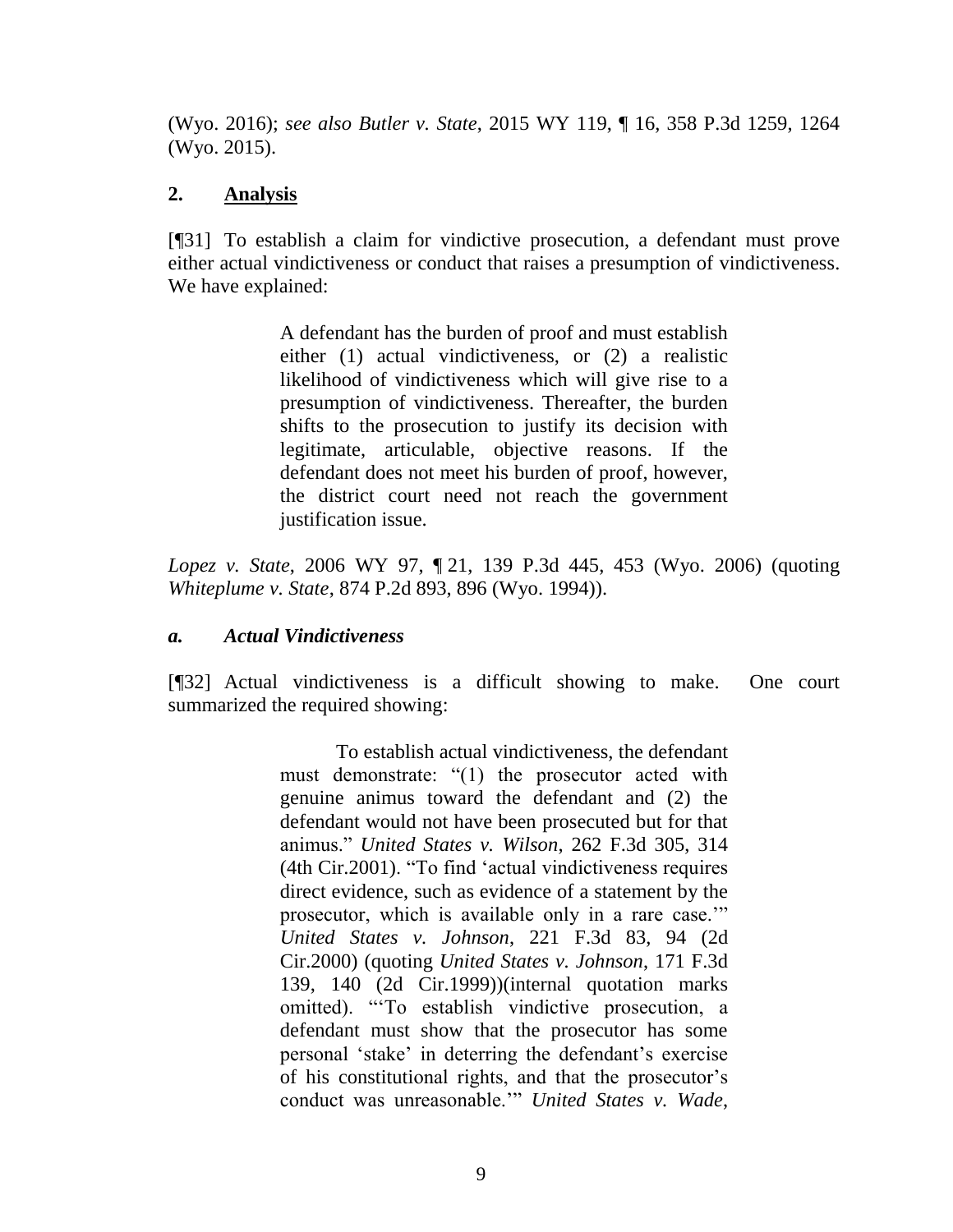(Wyo. 2016); *see also Butler v. State*, 2015 WY 119, ¶ 16, 358 P.3d 1259, 1264 (Wyo. 2015).

## 2. Analysis

[¶31] To establish a claim for vindictive prosecution, a defendant must prove either actual vindictiveness or conduct that raises a presumption of vindictiveness. We have explained:

> A defendant has the burden of proof and must establish either (1) actual vindictiveness, or (2) a realistic likelihood of vindictiveness which will give rise to a presumption of vindictiveness. Thereafter, the burden shifts to the prosecution to justify its decision with legitimate, articulable, objective reasons. If the defendant does not meet his burden of proof, however, the district court need not reach the government justification issue.

*Lopez v. State*, 2006 WY 97, ¶ 21, 139 P.3d 445, 453 (Wyo. 2006) (quoting *Whiteplume v. State*, 874 P.2d 893, 896 (Wyo. 1994)).

### *a. Actual Vindictiveness*

[¶32] Actual vindictiveness is a difficult showing to make. One court summarized the required showing:

> To establish actual vindictiveness, the defendant must demonstrate: "(1) the prosecutor acted with genuine animus toward the defendant and (2) the defendant would not have been prosecuted but for that animus." *United States v. Wilson*, 262 F.3d 305, 314 (4th Cir.2001). "To find 'actual vindictiveness requires direct evidence, such as evidence of a statement by the prosecutor, which is available only in a rare case.'" *United States v. Johnson*, 221 F.3d 83, 94 (2d Cir.2000) (quoting *United States v. Johnson*, 171 F.3d 139, 140 (2d Cir.1999))(internal quotation marks omitted). "'To establish vindictive prosecution, a defendant must show that the prosecutor has some personal 'stake' in deterring the defendant's exercise of his constitutional rights, and that the prosecutor's conduct was unreasonable.'" *United States v. Wade*,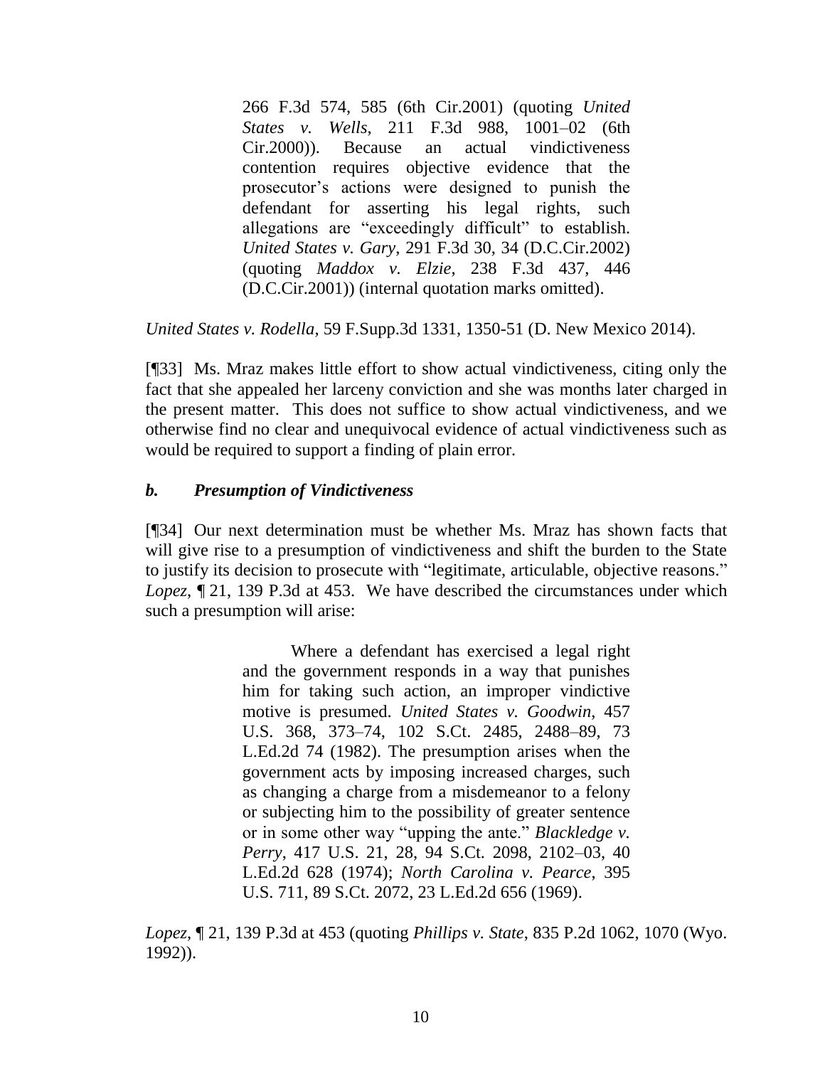> 266 F.3d 574, 585 (6th Cir.2001) (quoting *United States v. Wells*, 211 F.3d 988, 1001–02 (6th Cir.2000)). Because an actual vindictiveness contention requires objective evidence that the prosecutor's actions were designed to punish the defendant for asserting his legal rights, such allegations are "exceedingly difficult" to establish. *United States v. Gary*, 291 F.3d 30, 34 (D.C.Cir.2002) (quoting *Maddox v. Elzie*, 238 F.3d 437, 446 (D.C.Cir.2001)) (internal quotation marks omitted).

*United States v. Rodella*, 59 F.Supp.3d 1331, 1350-51 (D. New Mexico 2014).

[¶33] Ms. Mraz makes little effort to show actual vindictiveness, citing only the fact that she appealed her larceny conviction and she was months later charged in the present matter. This does not suffice to show actual vindictiveness, and we otherwise find no clear and unequivocal evidence of actual vindictiveness such as would be required to support a finding of plain error.

### *b. Presumption of Vindictiveness*

[¶34] Our next determination must be whether Ms. Mraz has shown facts that will give rise to a presumption of vindictiveness and shift the burden to the State to justify its decision to prosecute with "legitimate, articulable, objective reasons." *Lopez*, ¶ 21, 139 P.3d at 453. We have described the circumstances under which such a presumption will arise:

> Where a defendant has exercised a legal right and the government responds in a way that punishes him for taking such action, an improper vindictive motive is presumed. *United States v. Goodwin*, 457 U.S. 368, 373–74, 102 S.Ct. 2485, 2488–89, 73 L.Ed.2d 74 (1982). The presumption arises when the government acts by imposing increased charges, such as changing a charge from a misdemeanor to a felony or subjecting him to the possibility of greater sentence or in some other way "upping the ante." *Blackledge v. Perry*, 417 U.S. 21, 28, 94 S.Ct. 2098, 2102–03, 40 L.Ed.2d 628 (1974); *North Carolina v. Pearce*, 395 U.S. 711, 89 S.Ct. 2072, 23 L.Ed.2d 656 (1969).

*Lopez*, ¶ 21, 139 P.3d at 453 (quoting *Phillips v. State*, 835 P.2d 1062, 1070 (Wyo. 1992)).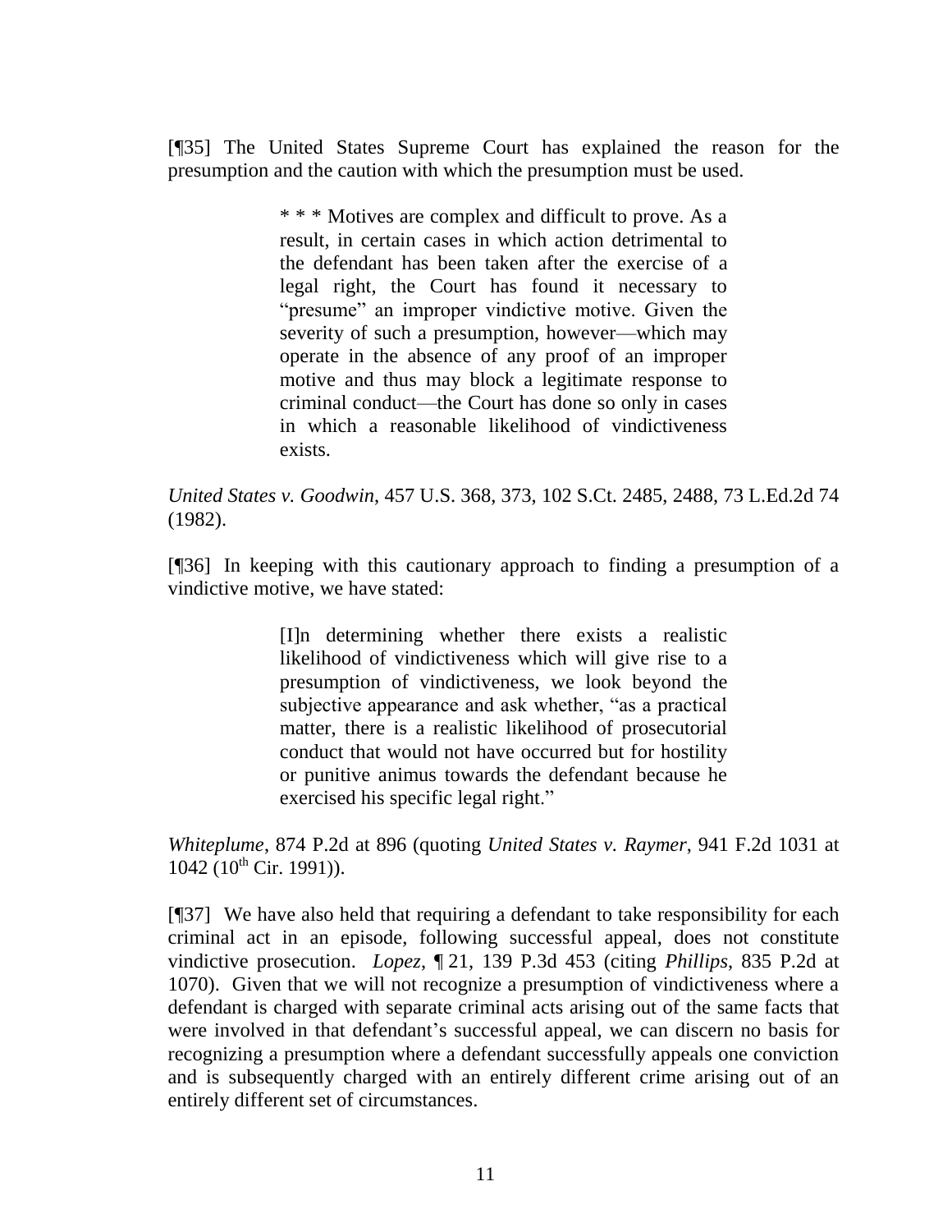[¶35] The United States Supreme Court has explained the reason for the presumption and the caution with which the presumption must be used.

> * * * Motives are complex and difficult to prove. As a result, in certain cases in which action detrimental to the defendant has been taken after the exercise of a legal right, the Court has found it necessary to "presume" an improper vindictive motive. Given the severity of such a presumption, however—which may operate in the absence of any proof of an improper motive and thus may block a legitimate response to criminal conduct—the Court has done so only in cases in which a reasonable likelihood of vindictiveness exists.

*United States v. Goodwin*, 457 U.S. 368, 373, 102 S.Ct. 2485, 2488, 73 L.Ed.2d 74 (1982).

[¶36] In keeping with this cautionary approach to finding a presumption of a vindictive motive, we have stated:

> [I]n determining whether there exists a realistic likelihood of vindictiveness which will give rise to a presumption of vindictiveness, we look beyond the subjective appearance and ask whether, "as a practical matter, there is a realistic likelihood of prosecutorial conduct that would not have occurred but for hostility or punitive animus towards the defendant because he exercised his specific legal right."

*Whiteplume*, 874 P.2d at 896 (quoting *United States v. Raymer*, 941 F.2d 1031 at 1042 (10th Cir. 1991)).

[¶37] We have also held that requiring a defendant to take responsibility for each criminal act in an episode, following successful appeal, does not constitute vindictive prosecution. *Lopez*, ¶ 21, 139 P.3d 453 (citing *Phillips*, 835 P.2d at 1070). Given that we will not recognize a presumption of vindictiveness where a defendant is charged with separate criminal acts arising out of the same facts that were involved in that defendant's successful appeal, we can discern no basis for recognizing a presumption where a defendant successfully appeals one conviction and is subsequently charged with an entirely different crime arising out of an entirely different set of circumstances.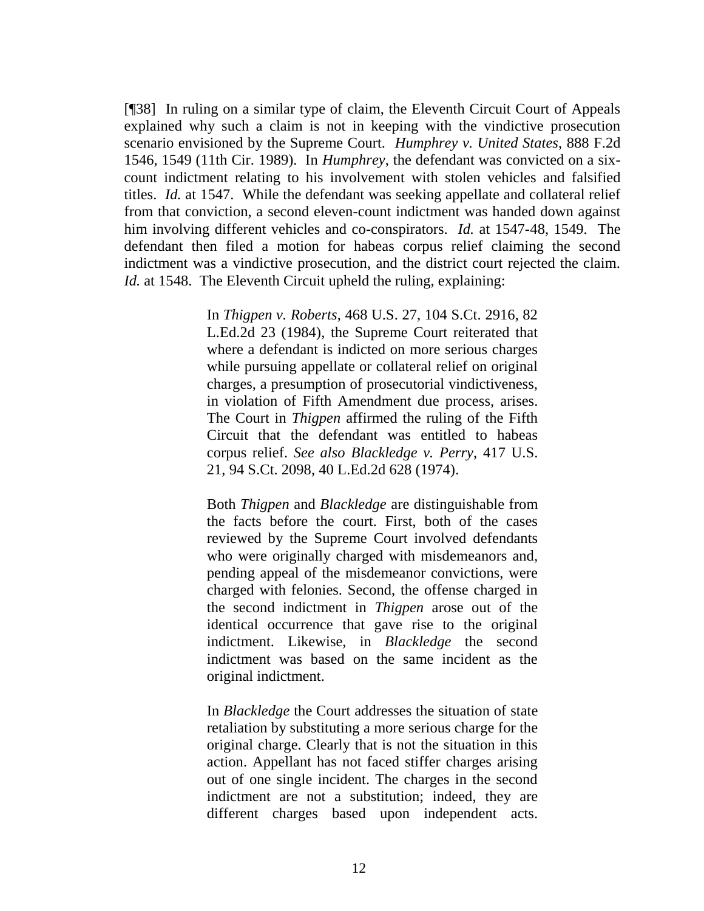[¶38] In ruling on a similar type of claim, the Eleventh Circuit Court of Appeals explained why such a claim is not in keeping with the vindictive prosecution scenario envisioned by the Supreme Court. *Humphrey v. United States*, 888 F.2d 1546, 1549 (11th Cir. 1989). In *Humphrey*, the defendant was convicted on a six-count indictment relating to his involvement with stolen vehicles and falsified titles. *Id.* at 1547. While the defendant was seeking appellate and collateral relief from that conviction, a second eleven-count indictment was handed down against him involving different vehicles and co-conspirators. *Id.* at 1547-48, 1549. The defendant then filed a motion for habeas corpus relief claiming the second indictment was a vindictive prosecution, and the district court rejected the claim. *Id.* at 1548. The Eleventh Circuit upheld the ruling, explaining:

> In *Thigpen v. Roberts*, 468 U.S. 27, 104 S.Ct. 2916, 82 L.Ed.2d 23 (1984), the Supreme Court reiterated that where a defendant is indicted on more serious charges while pursuing appellate or collateral relief on original charges, a presumption of prosecutorial vindictiveness, in violation of Fifth Amendment due process, arises. The Court in *Thigpen* affirmed the ruling of the Fifth Circuit that the defendant was entitled to habeas corpus relief. *See also Blackledge v. Perry*, 417 U.S. 21, 94 S.Ct. 2098, 40 L.Ed.2d 628 (1974).
>
> Both *Thigpen* and *Blackledge* are distinguishable from the facts before the court. First, both of the cases reviewed by the Supreme Court involved defendants who were originally charged with misdemeanors and, pending appeal of the misdemeanor convictions, were charged with felonies. Second, the offense charged in the second indictment in *Thigpen* arose out of the identical occurrence that gave rise to the original indictment. Likewise, in *Blackledge* the second indictment was based on the same incident as the original indictment.
>
> In *Blackledge* the Court addresses the situation of state retaliation by substituting a more serious charge for the original charge. Clearly that is not the situation in this action. Appellant has not faced stiffer charges arising out of one single incident. The charges in the second indictment are not a substitution; indeed, they are different charges based upon independent acts.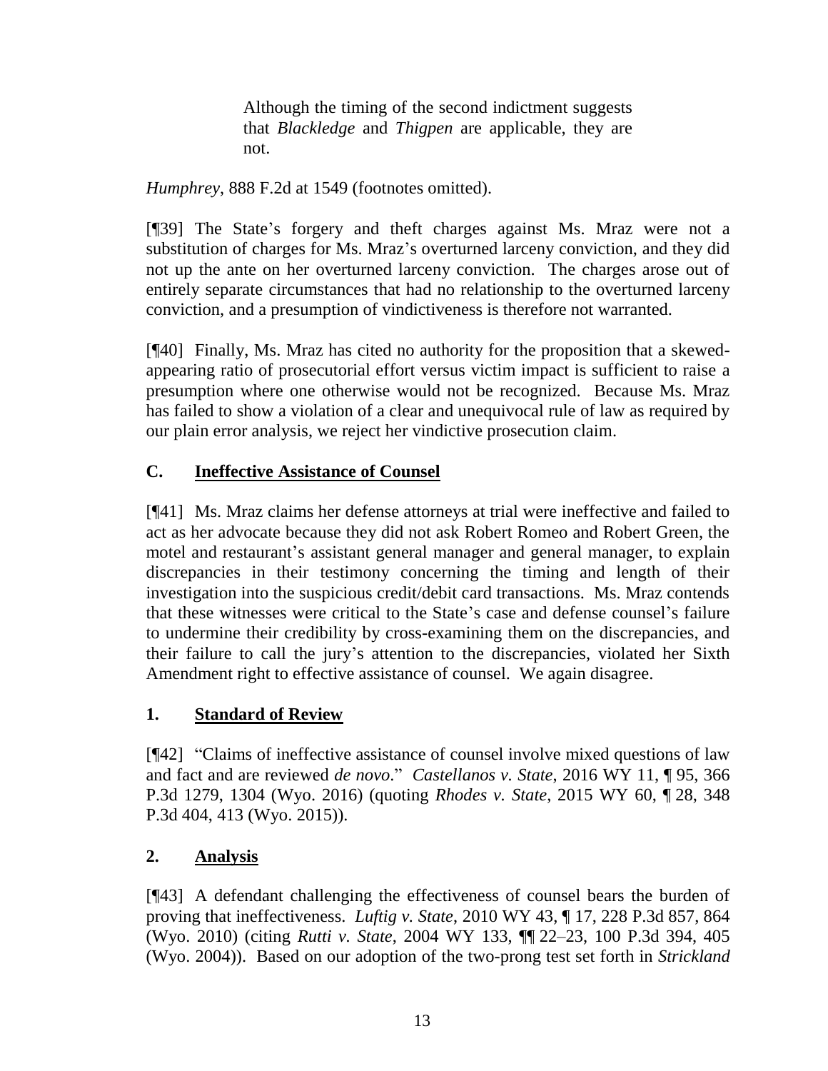> Although the timing of the second indictment suggests that *Blackledge* and *Thigpen* are applicable, they are not.

*Humphrey*, 888 F.2d at 1549 (footnotes omitted).

[¶39] The State's forgery and theft charges against Ms. Mraz were not a substitution of charges for Ms. Mraz's overturned larceny conviction, and they did not up the ante on her overturned larceny conviction. The charges arose out of entirely separate circumstances that had no relationship to the overturned larceny conviction, and a presumption of vindictiveness is therefore not warranted.

[¶40] Finally, Ms. Mraz has cited no authority for the proposition that a skewed-appearing ratio of prosecutorial effort versus victim impact is sufficient to raise a presumption where one otherwise would not be recognized. Because Ms. Mraz has failed to show a violation of a clear and unequivocal rule of law as required by our plain error analysis, we reject her vindictive prosecution claim.

## C. Ineffective Assistance of Counsel

[¶41] Ms. Mraz claims her defense attorneys at trial were ineffective and failed to act as her advocate because they did not ask Robert Romeo and Robert Green, the motel and restaurant's assistant general manager and general manager, to explain discrepancies in their testimony concerning the timing and length of their investigation into the suspicious credit/debit card transactions. Ms. Mraz contends that these witnesses were critical to the State's case and defense counsel's failure to undermine their credibility by cross-examining them on the discrepancies, and their failure to call the jury's attention to the discrepancies, violated her Sixth Amendment right to effective assistance of counsel. We again disagree.

### 1. Standard of Review

[¶42] "Claims of ineffective assistance of counsel involve mixed questions of law and fact and are reviewed *de novo*." *Castellanos v. State*, 2016 WY 11, ¶ 95, 366 P.3d 1279, 1304 (Wyo. 2016) (quoting *Rhodes v. State*, 2015 WY 60, ¶ 28, 348 P.3d 404, 413 (Wyo. 2015)).

### 2. Analysis

[¶43] A defendant challenging the effectiveness of counsel bears the burden of proving that ineffectiveness. *Luftig v. State*, 2010 WY 43, ¶ 17, 228 P.3d 857, 864 (Wyo. 2010) (citing *Rutti v. State*, 2004 WY 133, ¶¶ 22–23, 100 P.3d 394, 405 (Wyo. 2004)). Based on our adoption of the two-prong test set forth in *Strickland*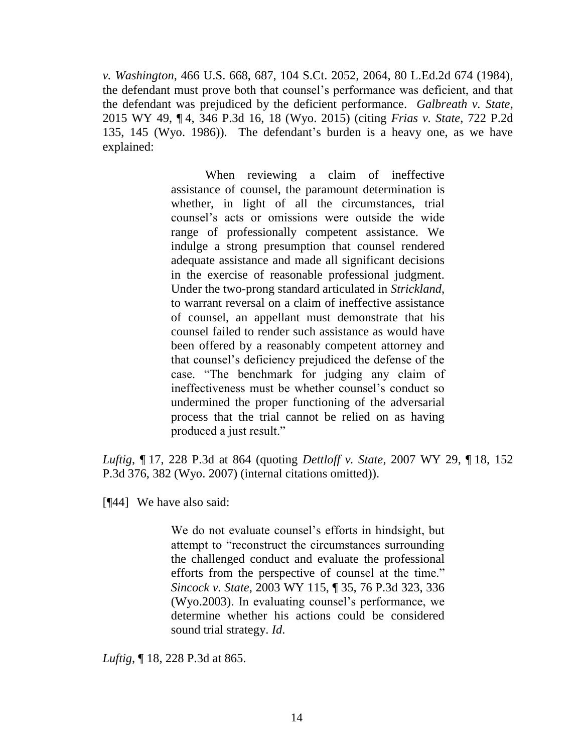*v. Washington*, 466 U.S. 668, 687, 104 S.Ct. 2052, 2064, 80 L.Ed.2d 674 (1984), the defendant must prove both that counsel's performance was deficient, and that the defendant was prejudiced by the deficient performance. *Galbreath v. State*, 2015 WY 49, ¶ 4, 346 P.3d 16, 18 (Wyo. 2015) (citing *Frias v. State*, 722 P.2d 135, 145 (Wyo. 1986)). The defendant's burden is a heavy one, as we have explained:

> When reviewing a claim of ineffective assistance of counsel, the paramount determination is whether, in light of all the circumstances, trial counsel's acts or omissions were outside the wide range of professionally competent assistance. We indulge a strong presumption that counsel rendered adequate assistance and made all significant decisions in the exercise of reasonable professional judgment. Under the two-prong standard articulated in *Strickland*, to warrant reversal on a claim of ineffective assistance of counsel, an appellant must demonstrate that his counsel failed to render such assistance as would have been offered by a reasonably competent attorney and that counsel's deficiency prejudiced the defense of the case. "The benchmark for judging any claim of ineffectiveness must be whether counsel's conduct so undermined the proper functioning of the adversarial process that the trial cannot be relied on as having produced a just result."

*Luftig*, ¶ 17, 228 P.3d at 864 (quoting *Dettloff v. State*, 2007 WY 29, ¶ 18, 152 P.3d 376, 382 (Wyo. 2007) (internal citations omitted)).

[¶44] We have also said:

> We do not evaluate counsel's efforts in hindsight, but attempt to "reconstruct the circumstances surrounding the challenged conduct and evaluate the professional efforts from the perspective of counsel at the time." *Sincock v. State*, 2003 WY 115, ¶ 35, 76 P.3d 323, 336 (Wyo.2003). In evaluating counsel's performance, we determine whether his actions could be considered sound trial strategy. *Id*.

*Luftig*, ¶ 18, 228 P.3d at 865.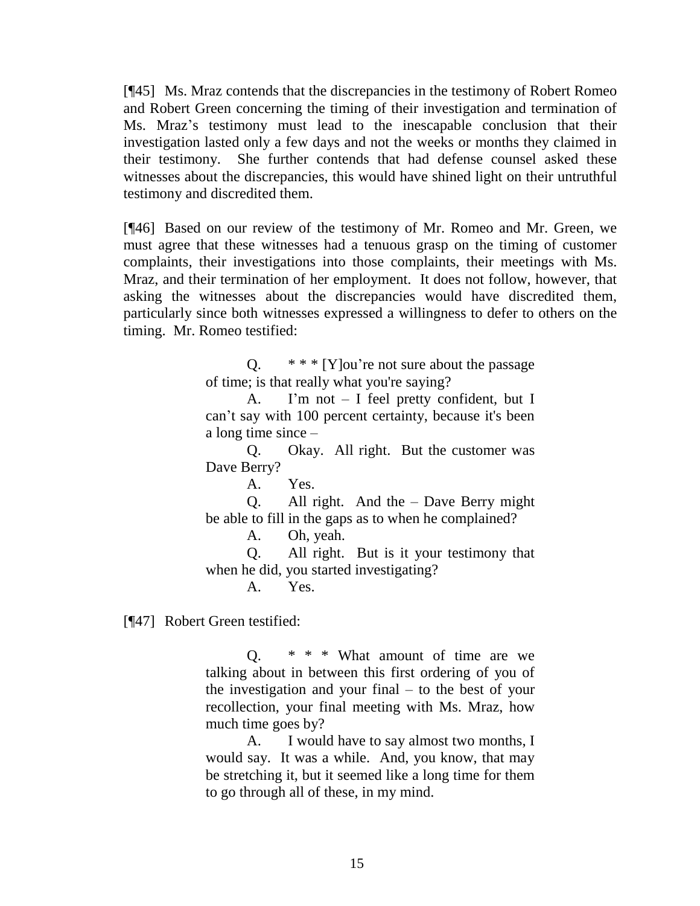[¶45] Ms. Mraz contends that the discrepancies in the testimony of Robert Romeo and Robert Green concerning the timing of their investigation and termination of Ms. Mraz's testimony must lead to the inescapable conclusion that their investigation lasted only a few days and not the weeks or months they claimed in their testimony. She further contends that had defense counsel asked these witnesses about the discrepancies, this would have shined light on their untruthful testimony and discredited them.

[¶46] Based on our review of the testimony of Mr. Romeo and Mr. Green, we must agree that these witnesses had a tenuous grasp on the timing of customer complaints, their investigations into those complaints, their meetings with Ms. Mraz, and their termination of her employment. It does not follow, however, that asking the witnesses about the discrepancies would have discredited them, particularly since both witnesses expressed a willingness to defer to others on the timing. Mr. Romeo testified:

> Q. * * * [Y]ou're not sure about the passage of time; is that really what you're saying?
>
> A. I'm not – I feel pretty confident, but I can't say with 100 percent certainty, because it's been a long time since –
>
> Q. Okay. All right. But the customer was Dave Berry?
>
> A. Yes.
>
> Q. All right. And the – Dave Berry might be able to fill in the gaps as to when he complained?
>
> A. Oh, yeah.
>
> Q. All right. But is it your testimony that when he did, you started investigating?
>
> A. Yes.

[¶47] Robert Green testified:

> Q. * * * What amount of time are we talking about in between this first ordering of you of the investigation and your final – to the best of your recollection, your final meeting with Ms. Mraz, how much time goes by?
>
> A. I would have to say almost two months, I would say. It was a while. And, you know, that may be stretching it, but it seemed like a long time for them to go through all of these, in my mind.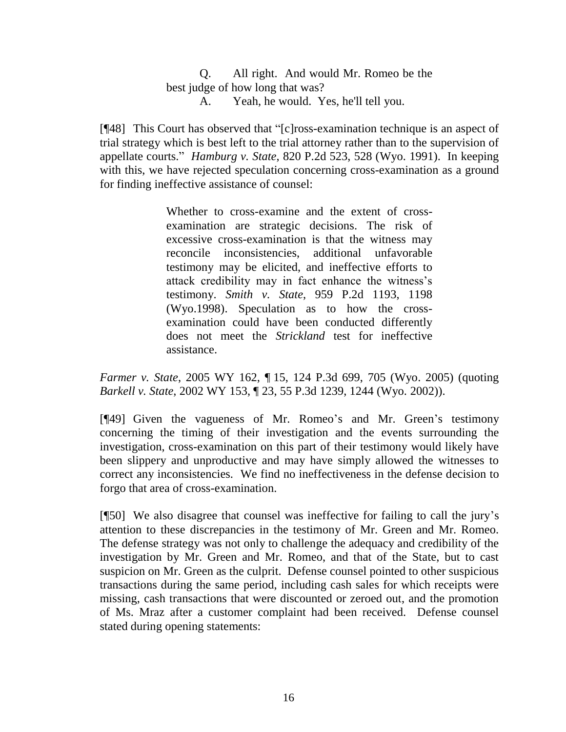> Q. All right. And would Mr. Romeo be the best judge of how long that was?
>
> A. Yeah, he would. Yes, he'll tell you.

[¶48] This Court has observed that "[c]ross-examination technique is an aspect of trial strategy which is best left to the trial attorney rather than to the supervision of appellate courts." *Hamburg v. State*, 820 P.2d 523, 528 (Wyo. 1991). In keeping with this, we have rejected speculation concerning cross-examination as a ground for finding ineffective assistance of counsel:

> Whether to cross-examine and the extent of cross-examination are strategic decisions. The risk of excessive cross-examination is that the witness may reconcile inconsistencies, additional unfavorable testimony may be elicited, and ineffective efforts to attack credibility may in fact enhance the witness's testimony. *Smith v. State*, 959 P.2d 1193, 1198 (Wyo.1998). Speculation as to how the cross-examination could have been conducted differently does not meet the *Strickland* test for ineffective assistance.

*Farmer v. State*, 2005 WY 162, ¶ 15, 124 P.3d 699, 705 (Wyo. 2005) (quoting *Barkell v. State*, 2002 WY 153, ¶ 23, 55 P.3d 1239, 1244 (Wyo. 2002)).

[¶49] Given the vagueness of Mr. Romeo's and Mr. Green's testimony concerning the timing of their investigation and the events surrounding the investigation, cross-examination on this part of their testimony would likely have been slippery and unproductive and may have simply allowed the witnesses to correct any inconsistencies. We find no ineffectiveness in the defense decision to forgo that area of cross-examination.

[¶50] We also disagree that counsel was ineffective for failing to call the jury's attention to these discrepancies in the testimony of Mr. Green and Mr. Romeo. The defense strategy was not only to challenge the adequacy and credibility of the investigation by Mr. Green and Mr. Romeo, and that of the State, but to cast suspicion on Mr. Green as the culprit. Defense counsel pointed to other suspicious transactions during the same period, including cash sales for which receipts were missing, cash transactions that were discounted or zeroed out, and the promotion of Ms. Mraz after a customer complaint had been received. Defense counsel stated during opening statements: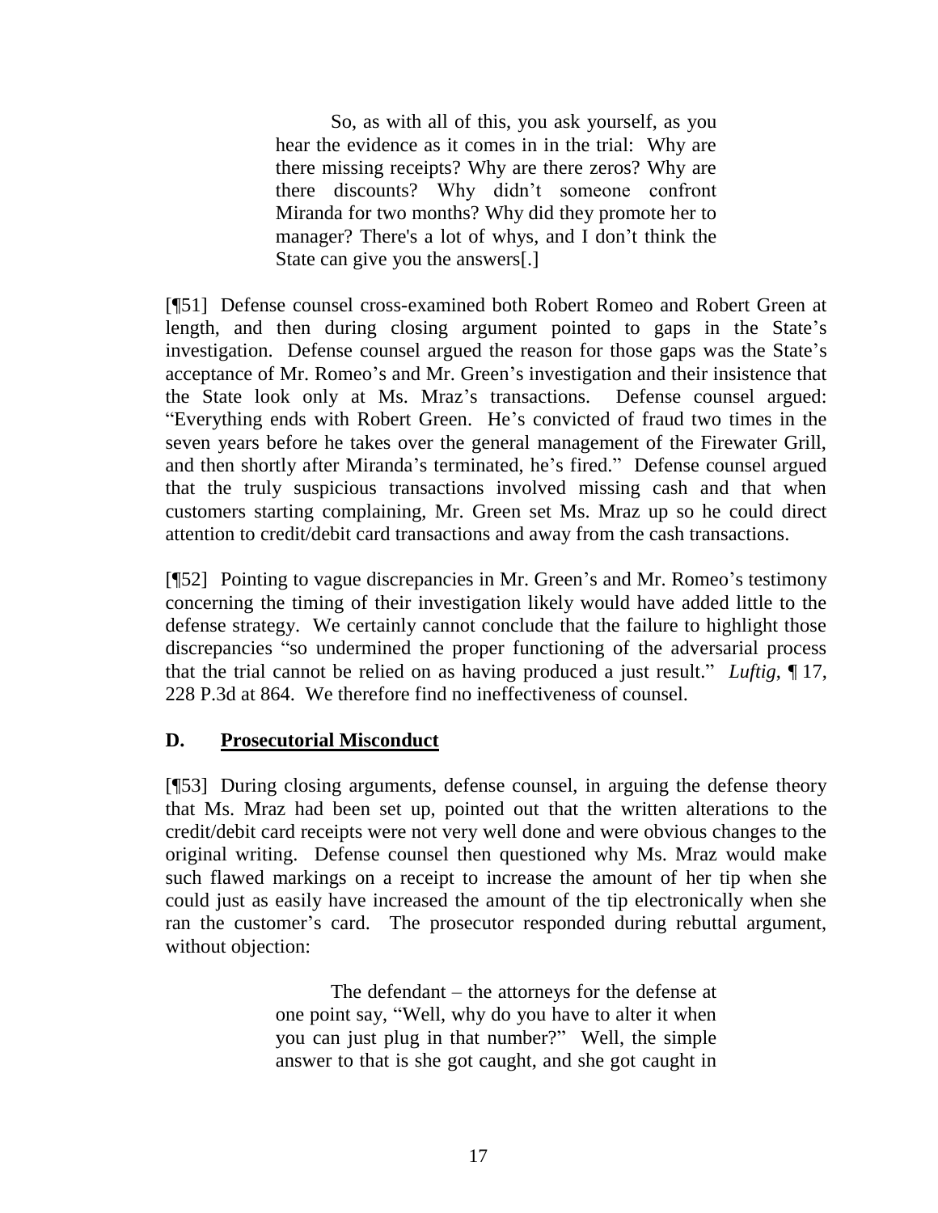> So, as with all of this, you ask yourself, as you hear the evidence as it comes in in the trial: Why are there missing receipts? Why are there zeros? Why are there discounts? Why didn't someone confront Miranda for two months? Why did they promote her to manager? There's a lot of whys, and I don't think the State can give you the answers[.]

[¶51] Defense counsel cross-examined both Robert Romeo and Robert Green at length, and then during closing argument pointed to gaps in the State's investigation. Defense counsel argued the reason for those gaps was the State's acceptance of Mr. Romeo's and Mr. Green's investigation and their insistence that the State look only at Ms. Mraz's transactions. Defense counsel argued: "Everything ends with Robert Green. He's convicted of fraud two times in the seven years before he takes over the general management of the Firewater Grill, and then shortly after Miranda's terminated, he's fired." Defense counsel argued that the truly suspicious transactions involved missing cash and that when customers starting complaining, Mr. Green set Ms. Mraz up so he could direct attention to credit/debit card transactions and away from the cash transactions.

[¶52] Pointing to vague discrepancies in Mr. Green's and Mr. Romeo's testimony concerning the timing of their investigation likely would have added little to the defense strategy. We certainly cannot conclude that the failure to highlight those discrepancies "so undermined the proper functioning of the adversarial process that the trial cannot be relied on as having produced a just result." *Luftig*, ¶ 17, 228 P.3d at 864. We therefore find no ineffectiveness of counsel.

## D. Prosecutorial Misconduct

[¶53] During closing arguments, defense counsel, in arguing the defense theory that Ms. Mraz had been set up, pointed out that the written alterations to the credit/debit card receipts were not very well done and were obvious changes to the original writing. Defense counsel then questioned why Ms. Mraz would make such flawed markings on a receipt to increase the amount of her tip when she could just as easily have increased the amount of the tip electronically when she ran the customer's card. The prosecutor responded during rebuttal argument, without objection:

> The defendant – the attorneys for the defense at one point say, "Well, why do you have to alter it when you can just plug in that number?" Well, the simple answer to that is she got caught, and she got caught in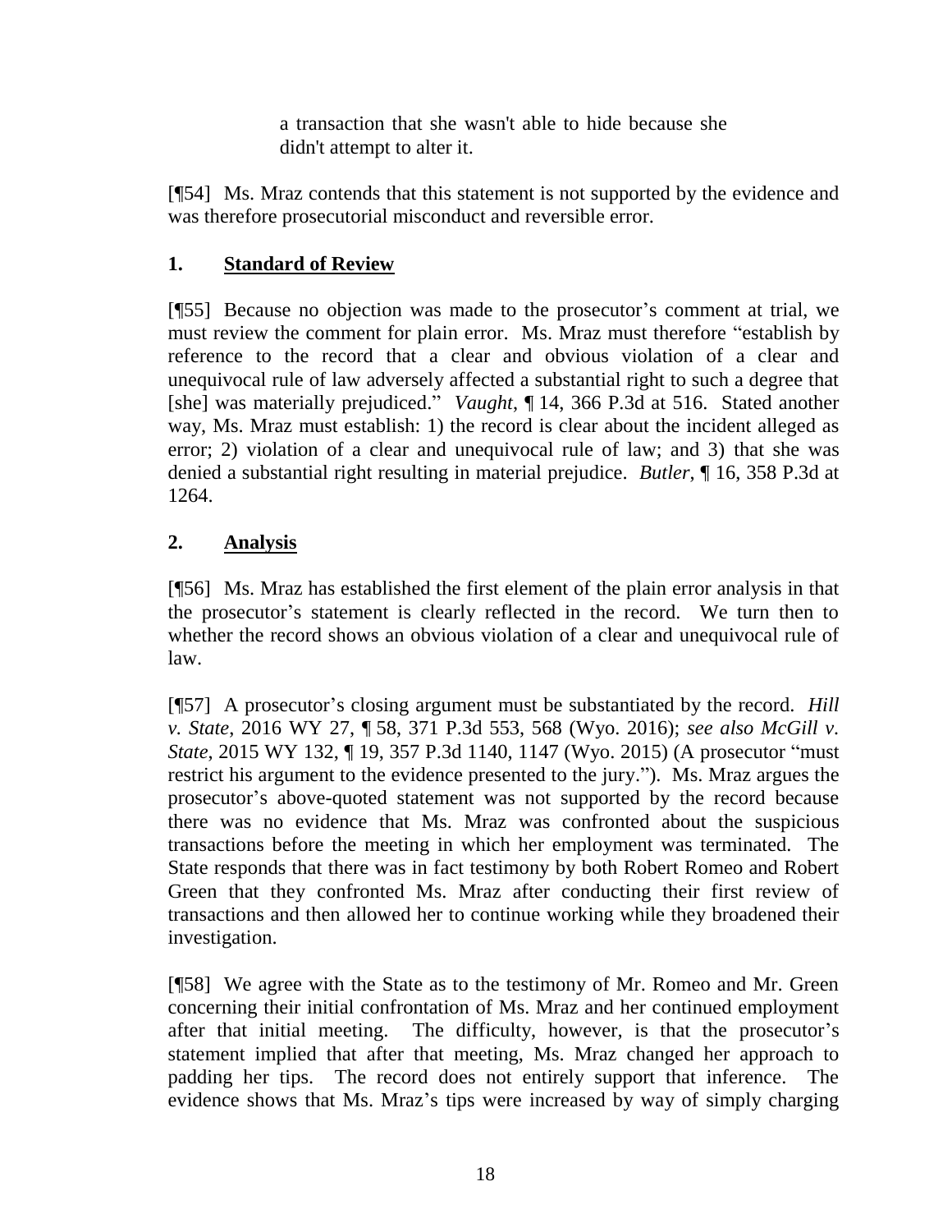> a transaction that she wasn't able to hide because she didn't attempt to alter it.

[¶54] Ms. Mraz contends that this statement is not supported by the evidence and was therefore prosecutorial misconduct and reversible error.

## 1. Standard of Review

[¶55] Because no objection was made to the prosecutor's comment at trial, we must review the comment for plain error. Ms. Mraz must therefore "establish by reference to the record that a clear and obvious violation of a clear and unequivocal rule of law adversely affected a substantial right to such a degree that [she] was materially prejudiced." *Vaught*, ¶ 14, 366 P.3d at 516. Stated another way, Ms. Mraz must establish: 1) the record is clear about the incident alleged as error; 2) violation of a clear and unequivocal rule of law; and 3) that she was denied a substantial right resulting in material prejudice. *Butler*, ¶ 16, 358 P.3d at 1264.

## 2. Analysis

[¶56] Ms. Mraz has established the first element of the plain error analysis in that the prosecutor's statement is clearly reflected in the record. We turn then to whether the record shows an obvious violation of a clear and unequivocal rule of law.

[¶57] A prosecutor's closing argument must be substantiated by the record. *Hill v. State*, 2016 WY 27, ¶ 58, 371 P.3d 553, 568 (Wyo. 2016); *see also McGill v. State*, 2015 WY 132, ¶ 19, 357 P.3d 1140, 1147 (Wyo. 2015) (A prosecutor "must restrict his argument to the evidence presented to the jury."). Ms. Mraz argues the prosecutor's above-quoted statement was not supported by the record because there was no evidence that Ms. Mraz was confronted about the suspicious transactions before the meeting in which her employment was terminated. The State responds that there was in fact testimony by both Robert Romeo and Robert Green that they confronted Ms. Mraz after conducting their first review of transactions and then allowed her to continue working while they broadened their investigation.

[¶58] We agree with the State as to the testimony of Mr. Romeo and Mr. Green concerning their initial confrontation of Ms. Mraz and her continued employment after that initial meeting. The difficulty, however, is that the prosecutor's statement implied that after that meeting, Ms. Mraz changed her approach to padding her tips. The record does not entirely support that inference. The evidence shows that Ms. Mraz's tips were increased by way of simply charging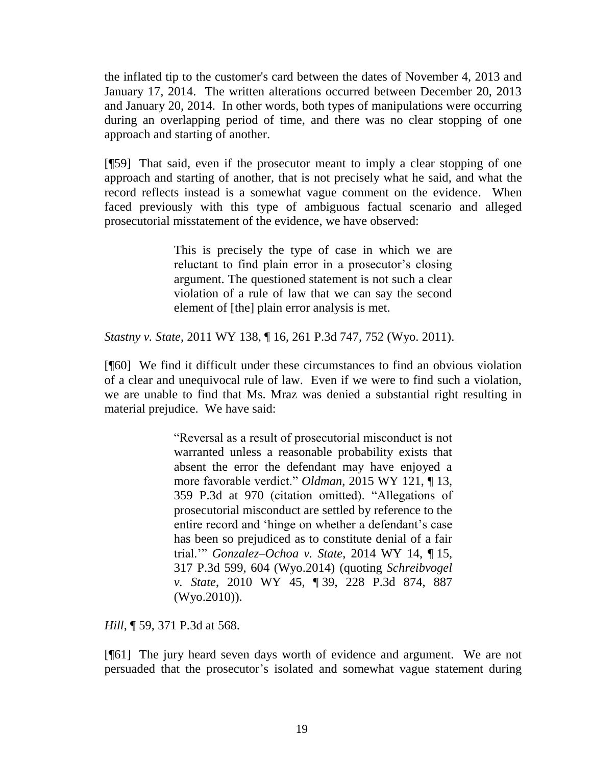the inflated tip to the customer's card between the dates of November 4, 2013 and January 17, 2014. The written alterations occurred between December 20, 2013 and January 20, 2014. In other words, both types of manipulations were occurring during an overlapping period of time, and there was no clear stopping of one approach and starting of another.

[¶59] That said, even if the prosecutor meant to imply a clear stopping of one approach and starting of another, that is not precisely what he said, and what the record reflects instead is a somewhat vague comment on the evidence. When faced previously with this type of ambiguous factual scenario and alleged prosecutorial misstatement of the evidence, we have observed:

> This is precisely the type of case in which we are reluctant to find plain error in a prosecutor's closing argument. The questioned statement is not such a clear violation of a rule of law that we can say the second element of [the] plain error analysis is met.

*Stastny v. State*, 2011 WY 138, ¶ 16, 261 P.3d 747, 752 (Wyo. 2011).

[¶60] We find it difficult under these circumstances to find an obvious violation of a clear and unequivocal rule of law. Even if we were to find such a violation, we are unable to find that Ms. Mraz was denied a substantial right resulting in material prejudice. We have said:

> "Reversal as a result of prosecutorial misconduct is not warranted unless a reasonable probability exists that absent the error the defendant may have enjoyed a more favorable verdict." *Oldman*, 2015 WY 121, ¶ 13, 359 P.3d at 970 (citation omitted). "Allegations of prosecutorial misconduct are settled by reference to the entire record and 'hinge on whether a defendant's case has been so prejudiced as to constitute denial of a fair trial.'" *Gonzalez–Ochoa v. State*, 2014 WY 14, ¶ 15, 317 P.3d 599, 604 (Wyo.2014) (quoting *Schreibvogel v. State*, 2010 WY 45, ¶ 39, 228 P.3d 874, 887 (Wyo.2010)).

*Hill*, ¶ 59, 371 P.3d at 568.

[¶61] The jury heard seven days worth of evidence and argument. We are not persuaded that the prosecutor's isolated and somewhat vague statement during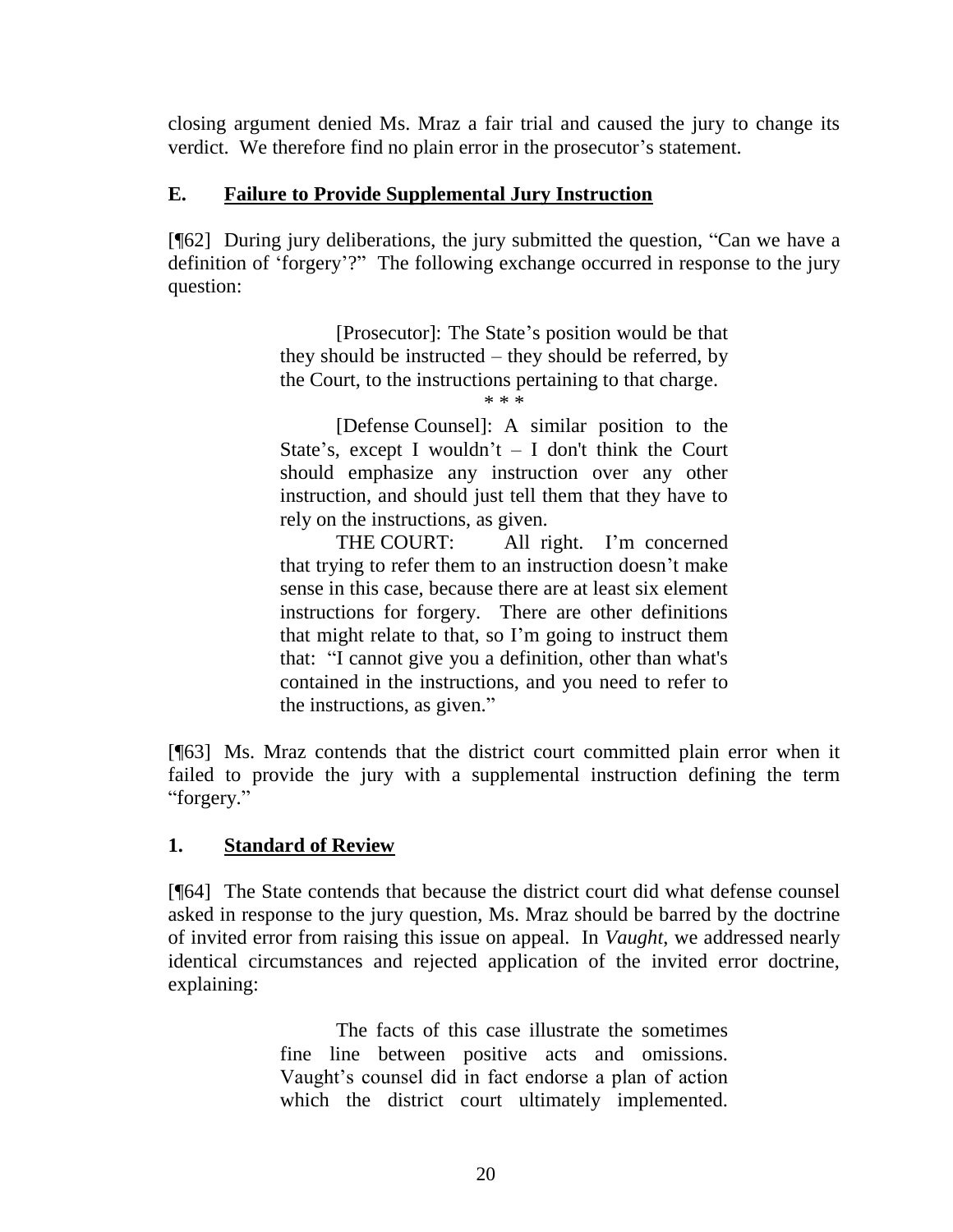closing argument denied Ms. Mraz a fair trial and caused the jury to change its verdict. We therefore find no plain error in the prosecutor's statement.

### E. **Failure to Provide Supplemental Jury Instruction**

[¶62] During jury deliberations, the jury submitted the question, "Can we have a definition of 'forgery'?" The following exchange occurred in response to the jury question:

> [Prosecutor]: The State's position would be that they should be instructed – they should be referred, by the Court, to the instructions pertaining to that charge.
>
> \* \* \*
>
> [Defense Counsel]: A similar position to the State's, except I wouldn't – I don't think the Court should emphasize any instruction over any other instruction, and should just tell them that they have to rely on the instructions, as given.
>
> THE COURT: All right. I'm concerned that trying to refer them to an instruction doesn't make sense in this case, because there are at least six element instructions for forgery. There are other definitions that might relate to that, so I'm going to instruct them that: "I cannot give you a definition, other than what's contained in the instructions, and you need to refer to the instructions, as given."

[¶63] Ms. Mraz contends that the district court committed plain error when it failed to provide the jury with a supplemental instruction defining the term "forgery."

#### 1. **Standard of Review**

[¶64] The State contends that because the district court did what defense counsel asked in response to the jury question, Ms. Mraz should be barred by the doctrine of invited error from raising this issue on appeal. In *Vaught*, we addressed nearly identical circumstances and rejected application of the invited error doctrine, explaining:

> The facts of this case illustrate the sometimes fine line between positive acts and omissions. Vaught's counsel did in fact endorse a plan of action which the district court ultimately implemented.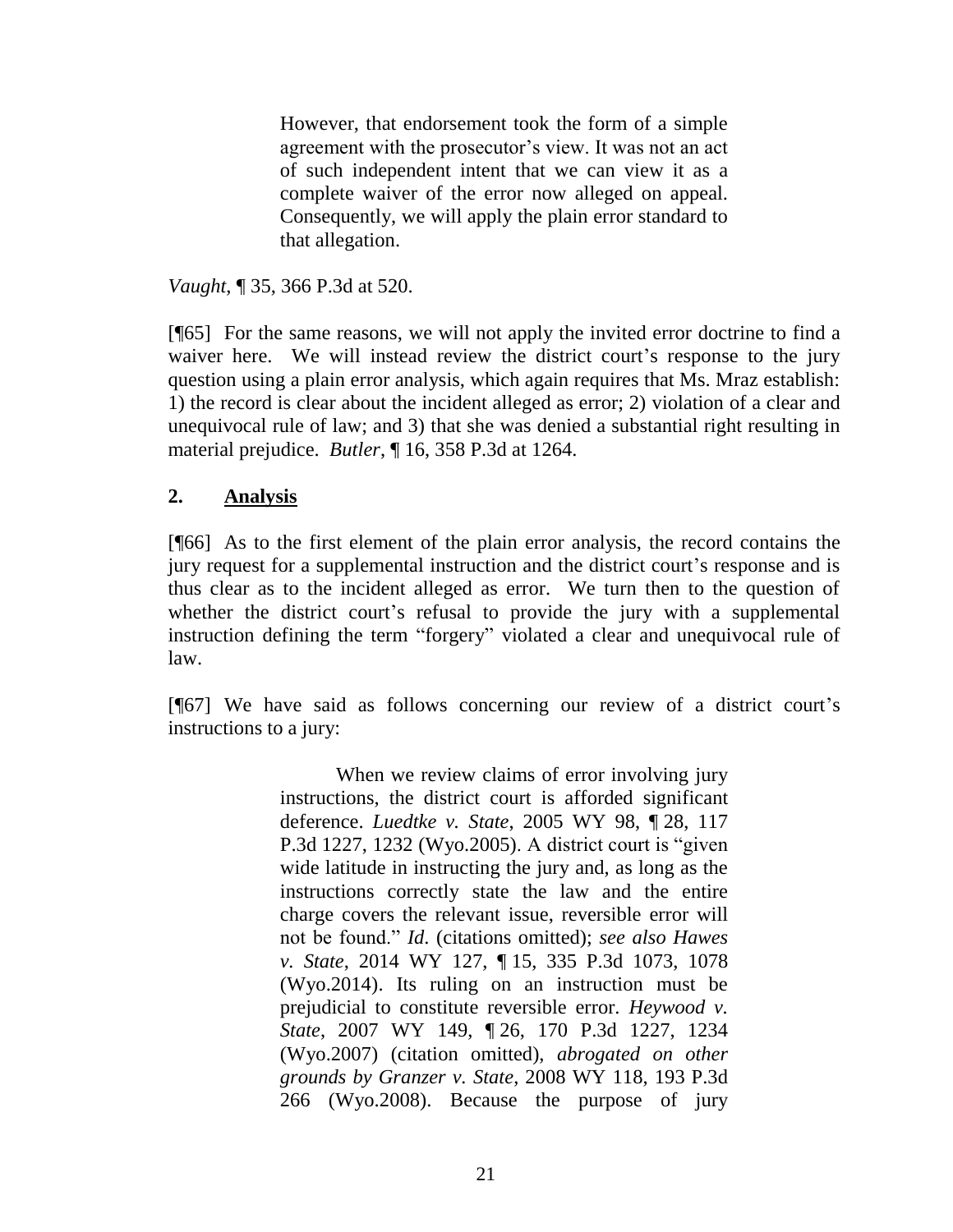> However, that endorsement took the form of a simple agreement with the prosecutor's view. It was not an act of such independent intent that we can view it as a complete waiver of the error now alleged on appeal. Consequently, we will apply the plain error standard to that allegation.

*Vaught*, ¶ 35, 366 P.3d at 520.

[¶65] For the same reasons, we will not apply the invited error doctrine to find a waiver here. We will instead review the district court's response to the jury question using a plain error analysis, which again requires that Ms. Mraz establish: 1) the record is clear about the incident alleged as error; 2) violation of a clear and unequivocal rule of law; and 3) that she was denied a substantial right resulting in material prejudice. *Butler*, ¶ 16, 358 P.3d at 1264.

## 2. **Analysis**

[¶66] As to the first element of the plain error analysis, the record contains the jury request for a supplemental instruction and the district court's response and is thus clear as to the incident alleged as error. We turn then to the question of whether the district court's refusal to provide the jury with a supplemental instruction defining the term "forgery" violated a clear and unequivocal rule of law.

[¶67] We have said as follows concerning our review of a district court's instructions to a jury:

> When we review claims of error involving jury instructions, the district court is afforded significant deference. *Luedtke v. State*, 2005 WY 98, ¶ 28, 117 P.3d 1227, 1232 (Wyo.2005). A district court is "given wide latitude in instructing the jury and, as long as the instructions correctly state the law and the entire charge covers the relevant issue, reversible error will not be found." *Id.* (citations omitted); *see also Hawes v. State*, 2014 WY 127, ¶ 15, 335 P.3d 1073, 1078 (Wyo.2014). Its ruling on an instruction must be prejudicial to constitute reversible error. *Heywood v. State*, 2007 WY 149, ¶ 26, 170 P.3d 1227, 1234 (Wyo.2007) (citation omitted), *abrogated on other grounds by Granzer v. State*, 2008 WY 118, 193 P.3d 266 (Wyo.2008). Because the purpose of jury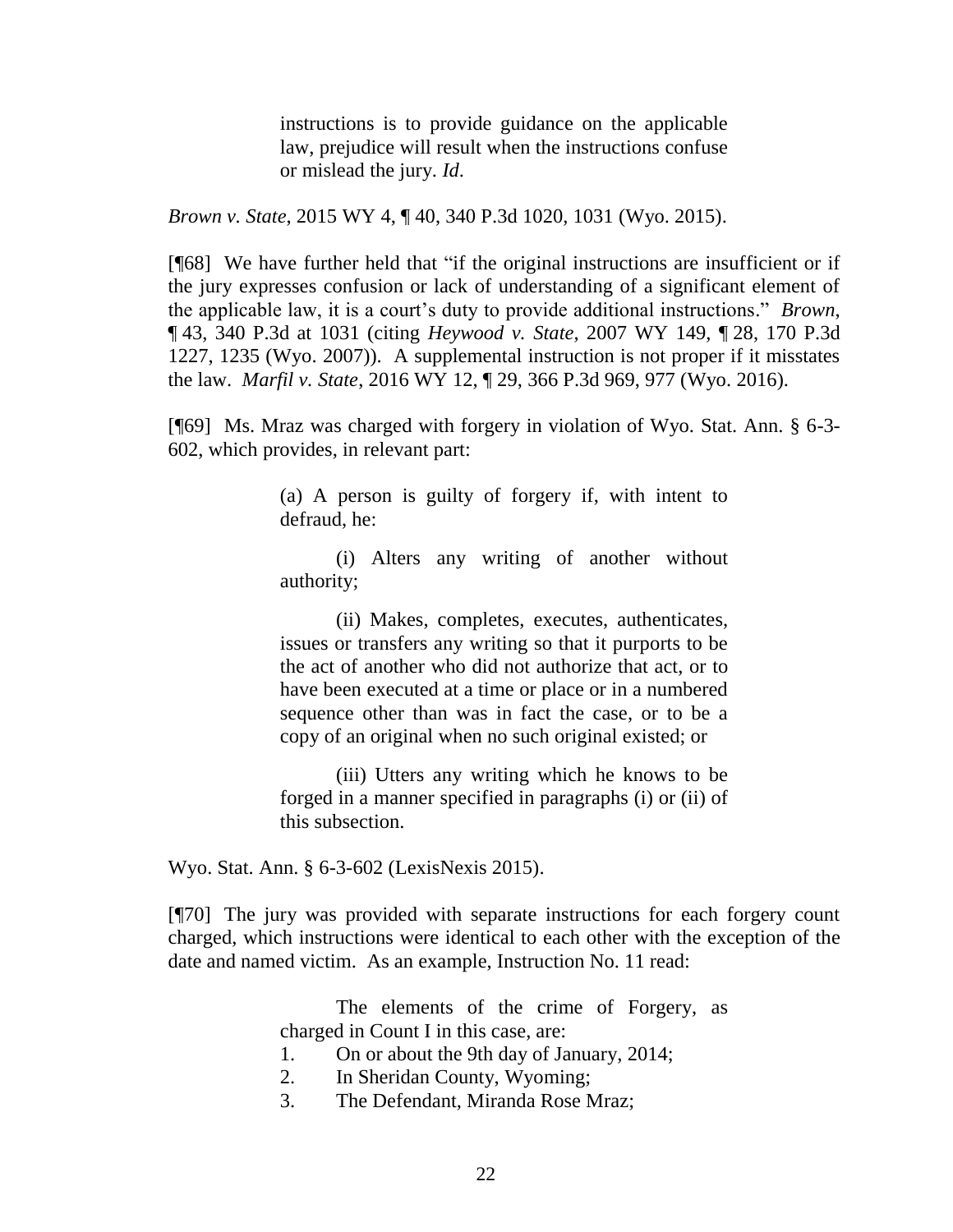> instructions is to provide guidance on the applicable law, prejudice will result when the instructions confuse or mislead the jury. *Id*.

*Brown v. State*, 2015 WY 4, ¶ 40, 340 P.3d 1020, 1031 (Wyo. 2015).

[¶68] We have further held that "if the original instructions are insufficient or if the jury expresses confusion or lack of understanding of a significant element of the applicable law, it is a court's duty to provide additional instructions." *Brown*, ¶ 43, 340 P.3d at 1031 (citing *Heywood v. State*, 2007 WY 149, ¶ 28, 170 P.3d 1227, 1235 (Wyo. 2007)). A supplemental instruction is not proper if it misstates the law. *Marfil v. State*, 2016 WY 12, ¶ 29, 366 P.3d 969, 977 (Wyo. 2016).

[¶69] Ms. Mraz was charged with forgery in violation of Wyo. Stat. Ann. § 6-3-602, which provides, in relevant part:

> (a) A person is guilty of forgery if, with intent to defraud, he:
>
> (i) Alters any writing of another without authority;
>
> (ii) Makes, completes, executes, authenticates, issues or transfers any writing so that it purports to be the act of another who did not authorize that act, or to have been executed at a time or place or in a numbered sequence other than was in fact the case, or to be a copy of an original when no such original existed; or
>
> (iii) Utters any writing which he knows to be forged in a manner specified in paragraphs (i) or (ii) of this subsection.

Wyo. Stat. Ann. § 6-3-602 (LexisNexis 2015).

[¶70] The jury was provided with separate instructions for each forgery count charged, which instructions were identical to each other with the exception of the date and named victim. As an example, Instruction No. 11 read:

> The elements of the crime of Forgery, as charged in Count I in this case, are:
>
> 1. On or about the 9th day of January, 2014;
> 2. In Sheridan County, Wyoming;
> 3. The Defendant, Miranda Rose Mraz;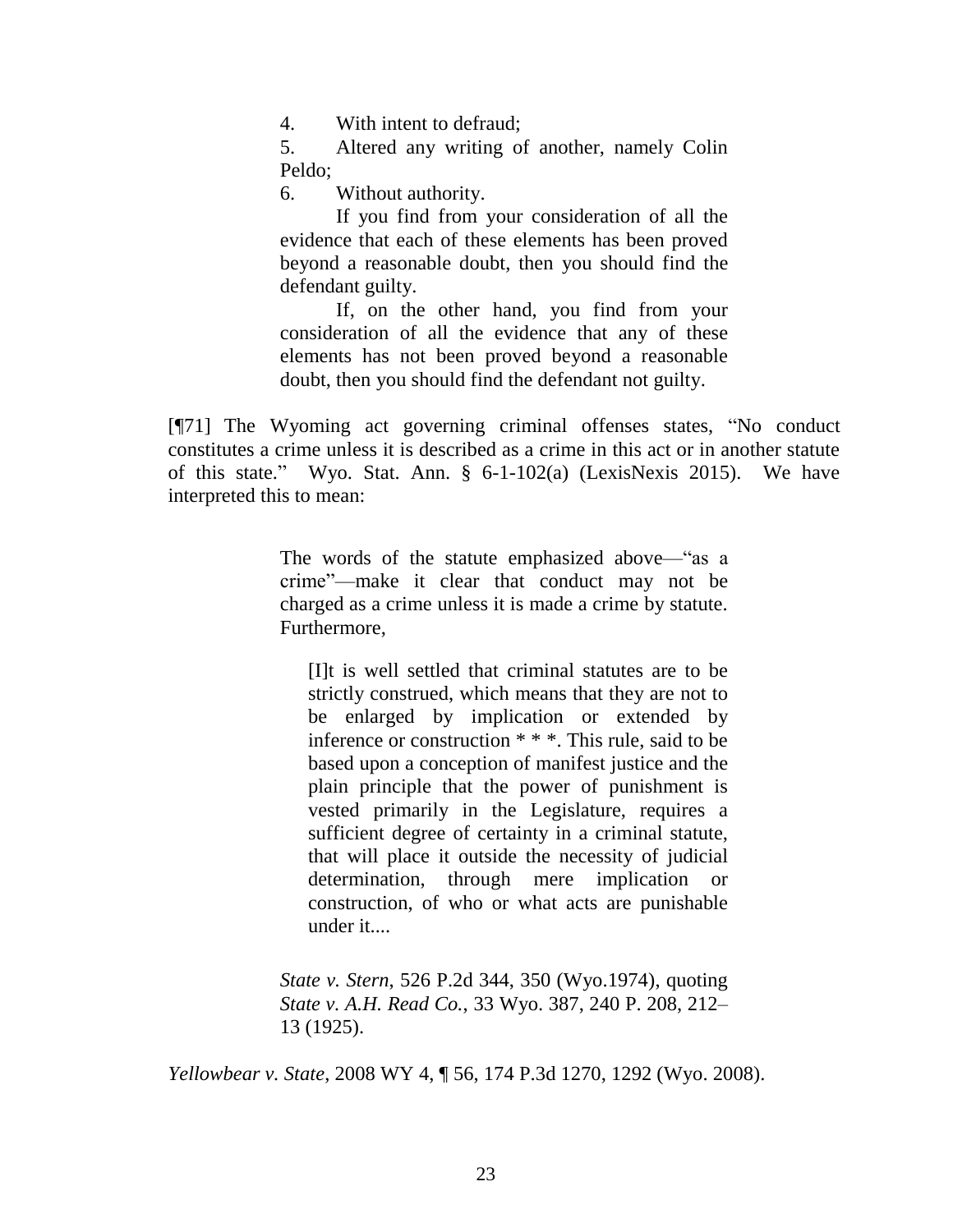> 4. With intent to defraud;
> 5. Altered any writing of another, namely Colin Peldo;
> 6. Without authority.
>
> If you find from your consideration of all the evidence that each of these elements has been proved beyond a reasonable doubt, then you should find the defendant guilty.
>
> If, on the other hand, you find from your consideration of all the evidence that any of these elements has not been proved beyond a reasonable doubt, then you should find the defendant not guilty.

[¶71] The Wyoming act governing criminal offenses states, "No conduct constitutes a crime unless it is described as a crime in this act or in another statute of this state." Wyo. Stat. Ann. § 6-1-102(a) (LexisNexis 2015). We have interpreted this to mean:

> The words of the statute emphasized above—"as a crime"—make it clear that conduct may not be charged as a crime unless it is made a crime by statute. Furthermore,
>
>> [I]t is well settled that criminal statutes are to be strictly construed, which means that they are not to be enlarged by implication or extended by inference or construction * * *. This rule, said to be based upon a conception of manifest justice and the plain principle that the power of punishment is vested primarily in the Legislature, requires a sufficient degree of certainty in a criminal statute, that will place it outside the necessity of judicial determination, through mere implication or construction, of who or what acts are punishable under it....
>
> *State v. Stern*, 526 P.2d 344, 350 (Wyo.1974), quoting *State v. A.H. Read Co.*, 33 Wyo. 387, 240 P. 208, 212–13 (1925).

*Yellowbear v. State*, 2008 WY 4, ¶ 56, 174 P.3d 1270, 1292 (Wyo. 2008).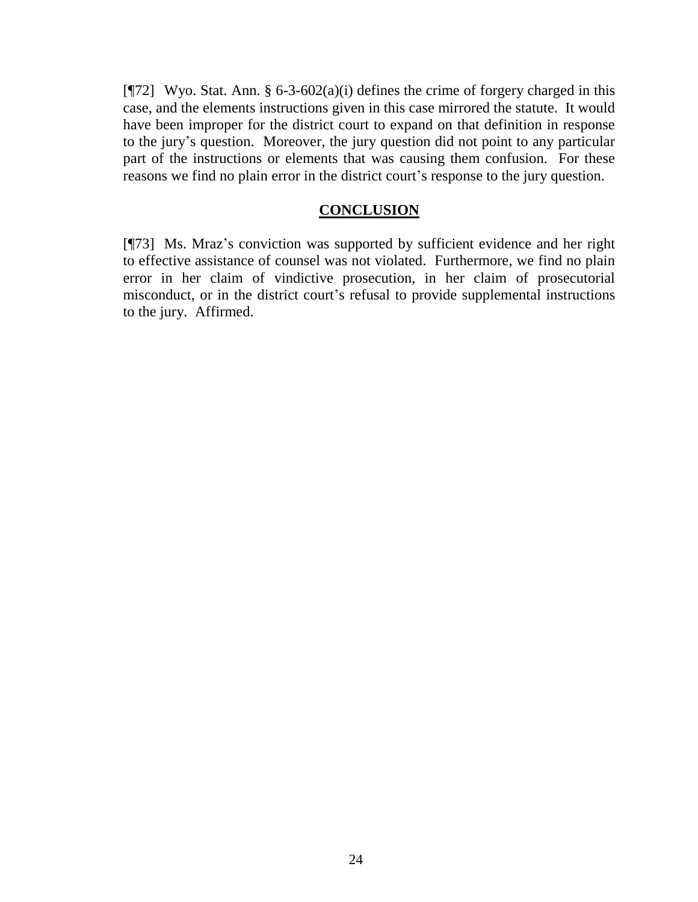[¶72] Wyo. Stat. Ann. § 6-3-602(a)(i) defines the crime of forgery charged in this case, and the elements instructions given in this case mirrored the statute. It would have been improper for the district court to expand on that definition in response to the jury's question. Moreover, the jury question did not point to any particular part of the instructions or elements that was causing them confusion. For these reasons we find no plain error in the district court's response to the jury question.

## CONCLUSION

[¶73] Ms. Mraz's conviction was supported by sufficient evidence and her right to effective assistance of counsel was not violated. Furthermore, we find no plain error in her claim of vindictive prosecution, in her claim of prosecutorial misconduct, or in the district court's refusal to provide supplemental instructions to the jury. Affirmed.